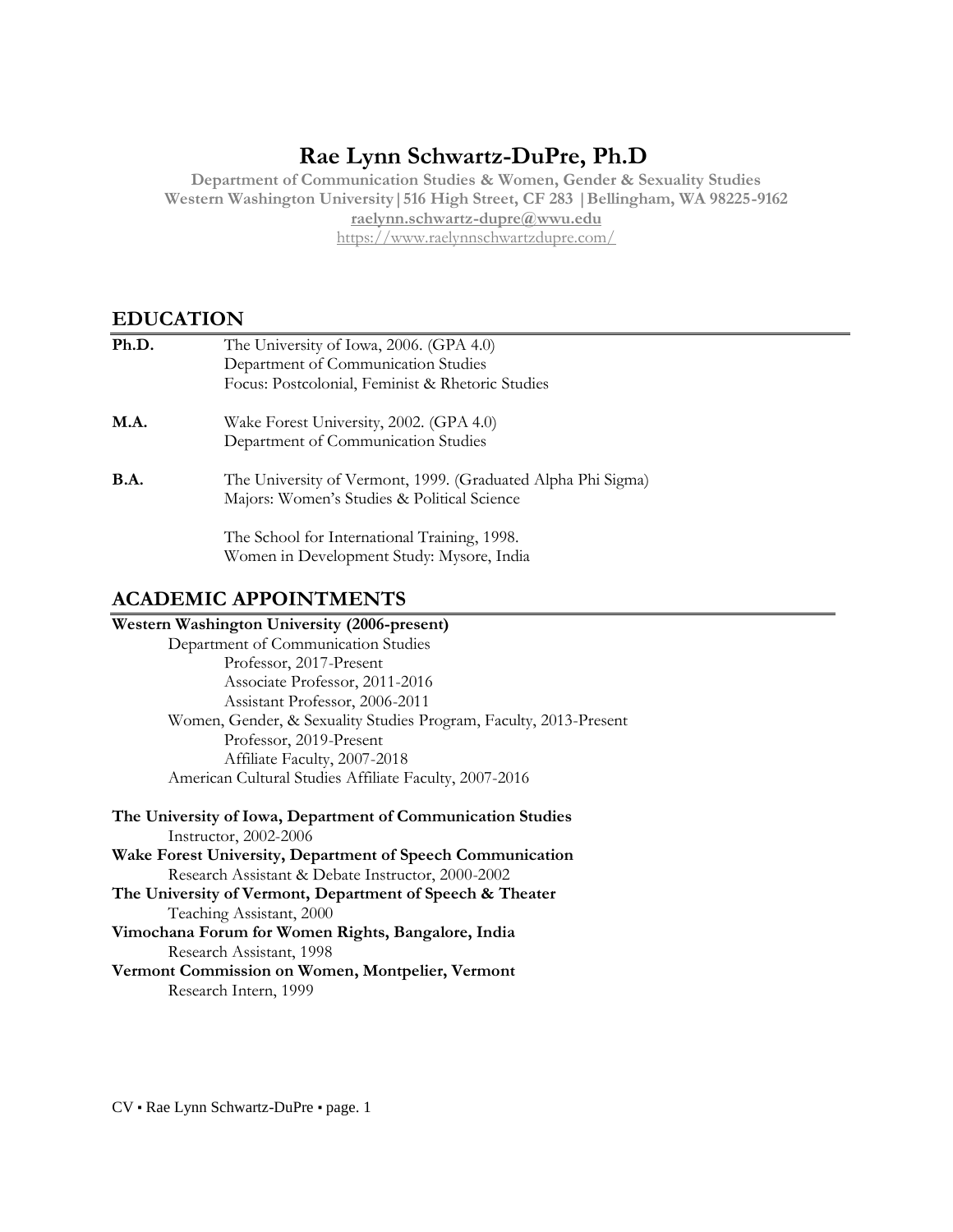# Rae Lynn Schwartz-DuPre, Ph.D

**Department of Communication Studies & Women, Gender & Sexuality Studies**
**Western Washington University | 516 High Street, CF 283 | Bellingham, WA 98225-9162**
**raelynn.schwartz-dupre@wwu.edu**
https://www.raelynnschwartzdupre.com/

## EDUCATION

**Ph.D.** The University of Iowa, 2006. (GPA 4.0)
Department of Communication Studies
Focus: Postcolonial, Feminist & Rhetoric Studies

**M.A.** Wake Forest University, 2002. (GPA 4.0)
Department of Communication Studies

**B.A.** The University of Vermont, 1999. (Graduated Alpha Phi Sigma)
Majors: Women's Studies & Political Science

The School for International Training, 1998.
Women in Development Study: Mysore, India

## ACADEMIC APPOINTMENTS

**Western Washington University (2006-present)**
- Department of Communication Studies
  - Professor, 2017-Present
  - Associate Professor, 2011-2016
  - Assistant Professor, 2006-2011
- Women, Gender, & Sexuality Studies Program, Faculty, 2013-Present
  - Professor, 2019-Present
  - Affiliate Faculty, 2007-2018
- American Cultural Studies Affiliate Faculty, 2007-2016

**The University of Iowa, Department of Communication Studies**
Instructor, 2002-2006

**Wake Forest University, Department of Speech Communication**
Research Assistant & Debate Instructor, 2000-2002

**The University of Vermont, Department of Speech & Theater**
Teaching Assistant, 2000

**Vimochana Forum for Women Rights, Bangalore, India**
Research Assistant, 1998

**Vermont Commission on Women, Montpelier, Vermont**
Research Intern, 1999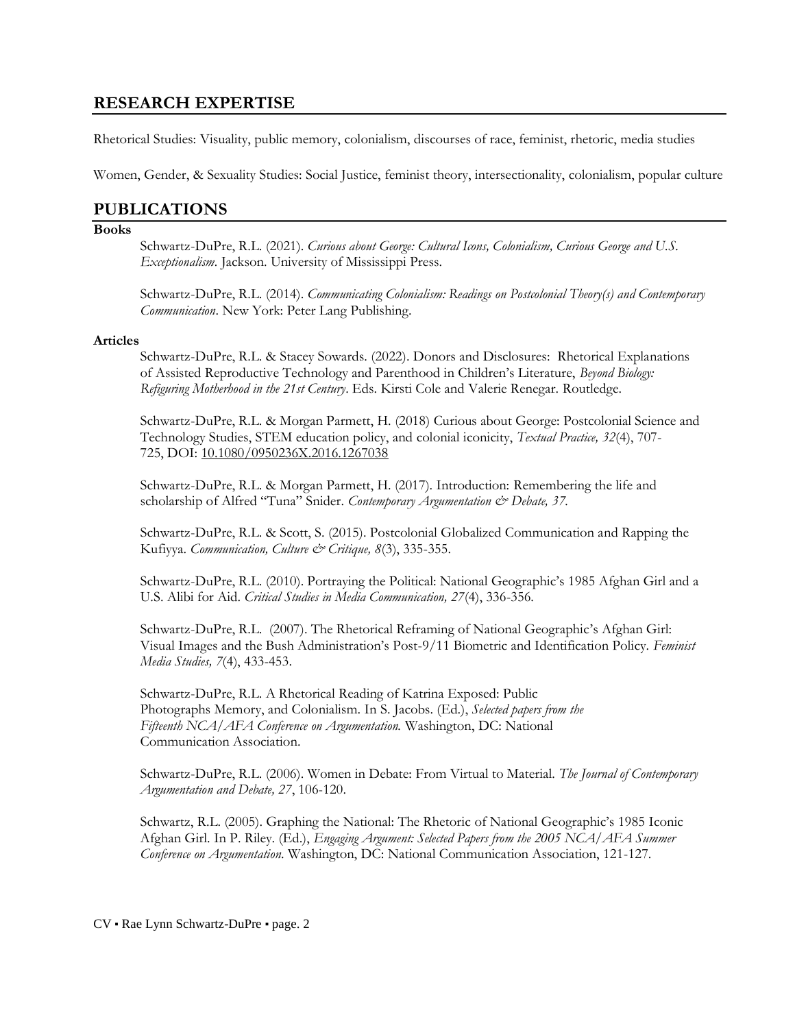## RESEARCH EXPERTISE

Rhetorical Studies: Visuality, public memory, colonialism, discourses of race, feminist, rhetoric, media studies

Women, Gender, & Sexuality Studies: Social Justice, feminist theory, intersectionality, colonialism, popular culture

## PUBLICATIONS

**Books**

Schwartz-DuPre, R.L. (2021). *Curious about George: Cultural Icons, Colonialism, Curious George and U.S. Exceptionalism*. Jackson. University of Mississippi Press.

Schwartz-DuPre, R.L. (2014). *Communicating Colonialism: Readings on Postcolonial Theory(s) and Contemporary Communication*. New York: Peter Lang Publishing.

**Articles**

Schwartz-DuPre, R.L. & Stacey Sowards. (2022). Donors and Disclosures: Rhetorical Explanations of Assisted Reproductive Technology and Parenthood in Children's Literature, *Beyond Biology: Refiguring Motherhood in the 21st Century*. Eds. Kirsti Cole and Valerie Renegar. Routledge.

Schwartz-DuPre, R.L. & Morgan Parmett, H. (2018) Curious about George: Postcolonial Science and Technology Studies, STEM education policy, and colonial iconicity, *Textual Practice, 32*(4), 707-725, DOI: 10.1080/0950236X.2016.1267038

Schwartz-DuPre, R.L. & Morgan Parmett, H. (2017). Introduction: Remembering the life and scholarship of Alfred "Tuna" Snider. *Contemporary Argumentation & Debate, 37*.

Schwartz-DuPre, R.L. & Scott, S. (2015). Postcolonial Globalized Communication and Rapping the Kufiyya. *Communication, Culture & Critique, 8*(3), 335-355.

Schwartz-DuPre, R.L. (2010). Portraying the Political: National Geographic's 1985 Afghan Girl and a U.S. Alibi for Aid. *Critical Studies in Media Communication, 27*(4), 336-356.

Schwartz-DuPre, R.L. (2007). The Rhetorical Reframing of National Geographic's Afghan Girl: Visual Images and the Bush Administration's Post-9/11 Biometric and Identification Policy. *Feminist Media Studies, 7*(4), 433-453.

Schwartz-DuPre, R.L. A Rhetorical Reading of Katrina Exposed: Public Photographs Memory, and Colonialism. In S. Jacobs. (Ed.), *Selected papers from the Fifteenth NCA/AFA Conference on Argumentation.* Washington, DC: National Communication Association.

Schwartz-DuPre, R.L. (2006). Women in Debate: From Virtual to Material. *The Journal of Contemporary Argumentation and Debate, 27*, 106-120.

Schwartz, R.L. (2005). Graphing the National: The Rhetoric of National Geographic's 1985 Iconic Afghan Girl. In P. Riley. (Ed.), *Engaging Argument: Selected Papers from the 2005 NCA/AFA Summer Conference on Argumentation*. Washington, DC: National Communication Association, 121-127.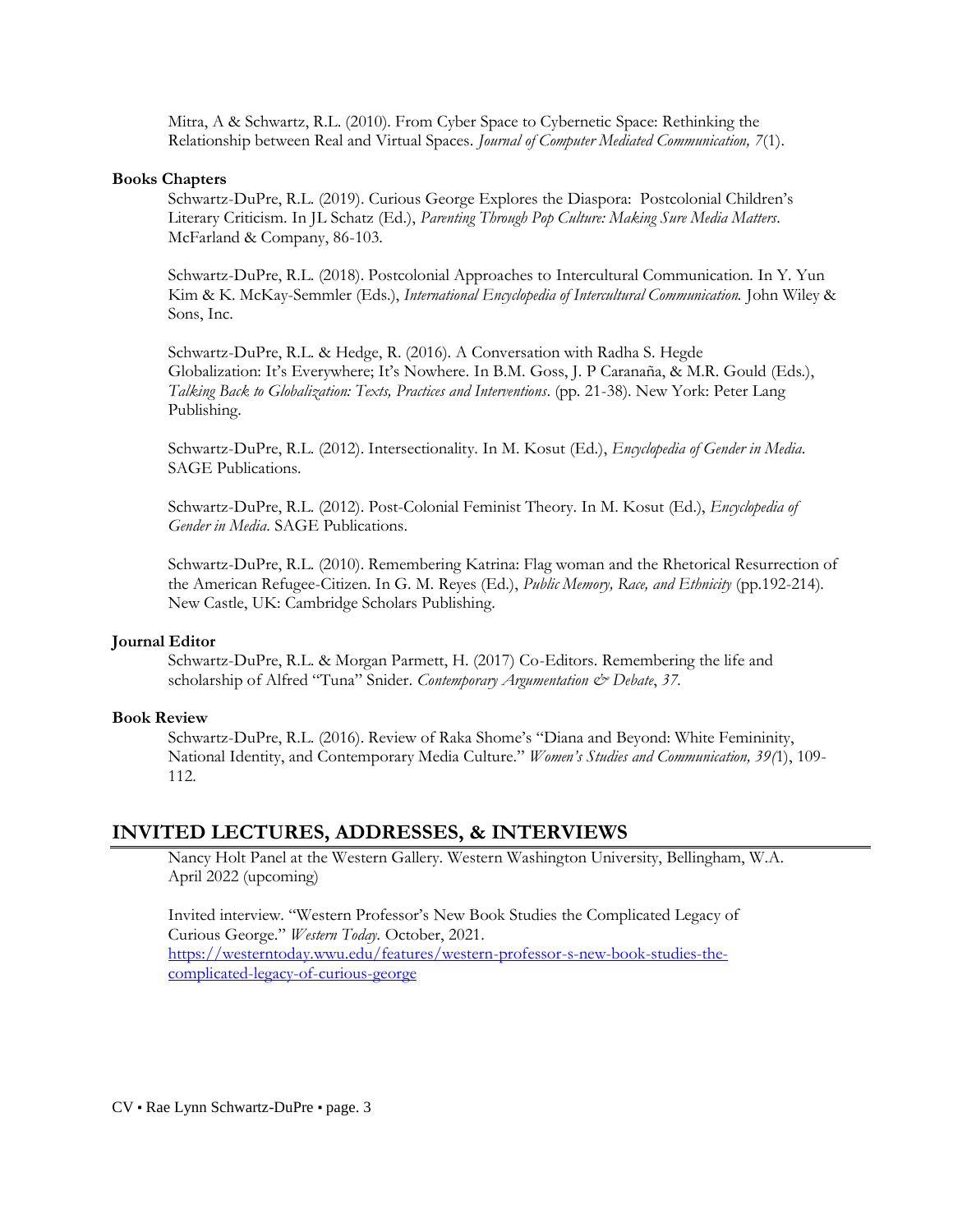Mitra, A & Schwartz, R.L. (2010). From Cyber Space to Cybernetic Space: Rethinking the Relationship between Real and Virtual Spaces. *Journal of Computer Mediated Communication, 7*(1).

**Books Chapters**

Schwartz-DuPre, R.L. (2019). Curious George Explores the Diaspora: Postcolonial Children's Literary Criticism. In JL Schatz (Ed.), *Parenting Through Pop Culture: Making Sure Media Matters*. McFarland & Company, 86-103.

Schwartz-DuPre, R.L. (2018). Postcolonial Approaches to Intercultural Communication. In Y. Yun Kim & K. McKay-Semmler (Eds.), *International Encyclopedia of Intercultural Communication.* John Wiley & Sons, Inc.

Schwartz-DuPre, R.L. & Hedge, R. (2016). A Conversation with Radha S. Hegde Globalization: It's Everywhere; It's Nowhere. In B.M. Goss, J. P Carananña, & M.R. Gould (Eds.), *Talking Back to Globalization: Texts, Practices and Interventions*. (pp. 21-38). New York: Peter Lang Publishing.

Schwartz-DuPre, R.L. (2012). Intersectionality. In M. Kosut (Ed.), *Encyclopedia of Gender in Media*. SAGE Publications.

Schwartz-DuPre, R.L. (2012). Post-Colonial Feminist Theory. In M. Kosut (Ed.), *Encyclopedia of Gender in Media*. SAGE Publications.

Schwartz-DuPre, R.L. (2010). Remembering Katrina: Flag woman and the Rhetorical Resurrection of the American Refugee-Citizen. In G. M. Reyes (Ed.), *Public Memory, Race, and Ethnicity* (pp.192-214). New Castle, UK: Cambridge Scholars Publishing.

**Journal Editor**

Schwartz-DuPre, R.L. & Morgan Parmett, H. (2017) Co-Editors. Remembering the life and scholarship of Alfred "Tuna" Snider. *Contemporary Argumentation & Debate*, *37*.

**Book Review**

Schwartz-DuPre, R.L. (2016). Review of Raka Shome's "Diana and Beyond: White Femininity, National Identity, and Contemporary Media Culture." *Women's Studies and Communication, 39(*1), 109-112.

## INVITED LECTURES, ADDRESSES, & INTERVIEWS

Nancy Holt Panel at the Western Gallery. Western Washington University, Bellingham, W.A. April 2022 (upcoming)

Invited interview. "Western Professor's New Book Studies the Complicated Legacy of Curious George." *Western Today*. October, 2021. https://westerntoday.wwu.edu/features/western-professor-s-new-book-studies-the-complicated-legacy-of-curious-george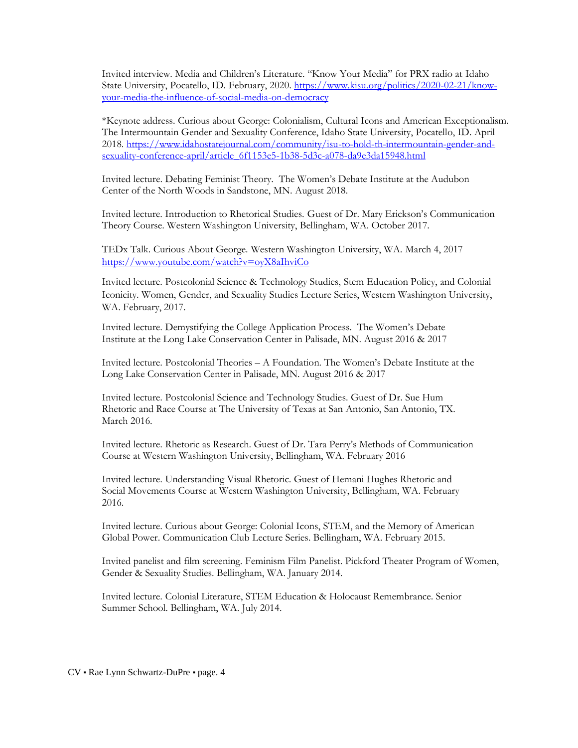Invited interview. Media and Children's Literature. "Know Your Media" for PRX radio at Idaho State University, Pocatello, ID. February, 2020. https://www.kisu.org/politics/2020-02-21/know-your-media-the-influence-of-social-media-on-democracy

*Keynote address. Curious about George: Colonialism, Cultural Icons and American Exceptionalism. The Intermountain Gender and Sexuality Conference, Idaho State University, Pocatello, ID. April 2018. https://www.idahostatejournal.com/community/isu-to-hold-th-intermountain-gender-and-sexuality-conference-april/article_6f1153e5-1b38-5d3c-a078-da9e3da15948.html

Invited lecture. Debating Feminist Theory. The Women's Debate Institute at the Audubon Center of the North Woods in Sandstone, MN. August 2018.

Invited lecture. Introduction to Rhetorical Studies. Guest of Dr. Mary Erickson's Communication Theory Course. Western Washington University, Bellingham, WA. October 2017.

TEDx Talk. Curious About George. Western Washington University, WA. March 4, 2017 https://www.youtube.com/watch?v=oyX8aIhviCo

Invited lecture. Postcolonial Science & Technology Studies, Stem Education Policy, and Colonial Iconicity. Women, Gender, and Sexuality Studies Lecture Series, Western Washington University, WA. February, 2017.

Invited lecture. Demystifying the College Application Process. The Women's Debate Institute at the Long Lake Conservation Center in Palisade, MN. August 2016 & 2017

Invited lecture. Postcolonial Theories – A Foundation. The Women's Debate Institute at the Long Lake Conservation Center in Palisade, MN. August 2016 & 2017

Invited lecture. Postcolonial Science and Technology Studies. Guest of Dr. Sue Hum Rhetoric and Race Course at The University of Texas at San Antonio, San Antonio, TX. March 2016.

Invited lecture. Rhetoric as Research. Guest of Dr. Tara Perry's Methods of Communication Course at Western Washington University, Bellingham, WA. February 2016

Invited lecture. Understanding Visual Rhetoric. Guest of Hemani Hughes Rhetoric and Social Movements Course at Western Washington University, Bellingham, WA. February 2016.

Invited lecture. Curious about George: Colonial Icons, STEM, and the Memory of American Global Power. Communication Club Lecture Series. Bellingham, WA. February 2015.

Invited panelist and film screening. Feminism Film Panelist. Pickford Theater Program of Women, Gender & Sexuality Studies. Bellingham, WA. January 2014.

Invited lecture. Colonial Literature, STEM Education & Holocaust Remembrance. Senior Summer School. Bellingham, WA. July 2014.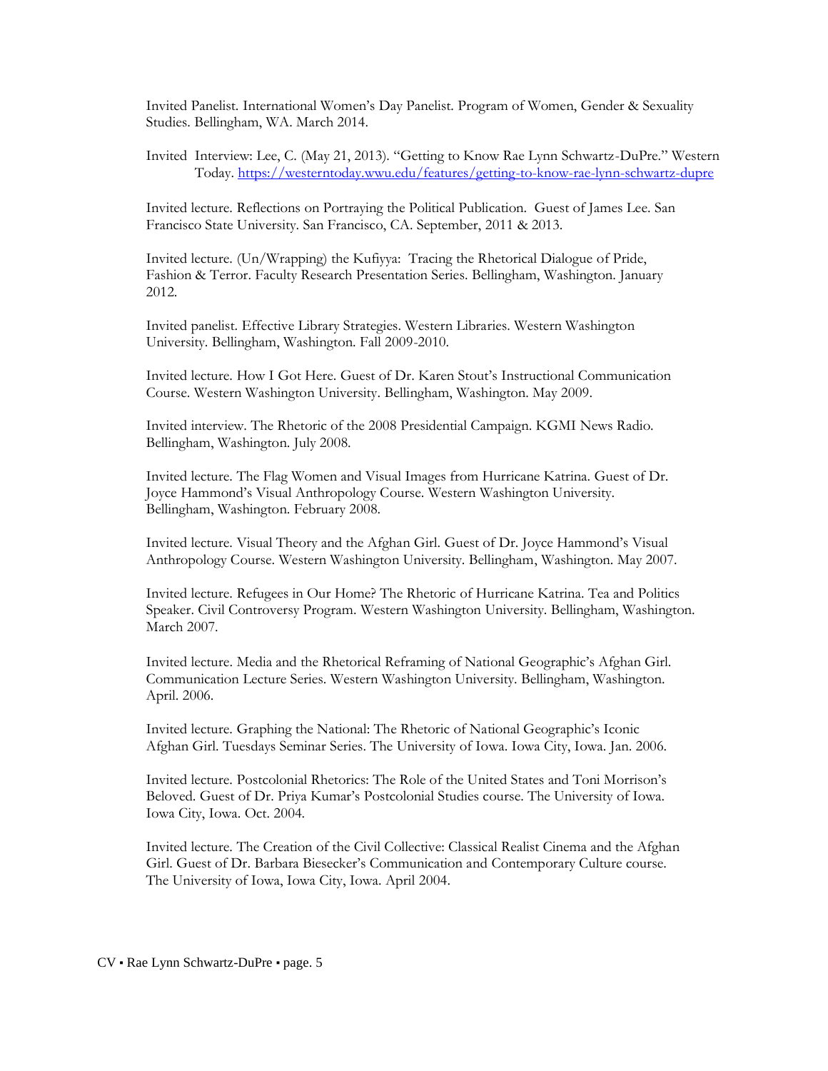Invited Panelist. International Women's Day Panelist. Program of Women, Gender & Sexuality Studies. Bellingham, WA. March 2014.

Invited Interview: Lee, C. (May 21, 2013). "Getting to Know Rae Lynn Schwartz-DuPre." Western Today. https://westerntoday.wwu.edu/features/getting-to-know-rae-lynn-schwartz-dupre

Invited lecture. Reflections on Portraying the Political Publication. Guest of James Lee. San Francisco State University. San Francisco, CA. September, 2011 & 2013.

Invited lecture. (Un/Wrapping) the Kufiyya: Tracing the Rhetorical Dialogue of Pride, Fashion & Terror. Faculty Research Presentation Series. Bellingham, Washington. January 2012.

Invited panelist. Effective Library Strategies. Western Libraries. Western Washington University. Bellingham, Washington. Fall 2009-2010.

Invited lecture. How I Got Here. Guest of Dr. Karen Stout's Instructional Communication Course. Western Washington University. Bellingham, Washington. May 2009.

Invited interview. The Rhetoric of the 2008 Presidential Campaign. KGMI News Radio. Bellingham, Washington. July 2008.

Invited lecture. The Flag Women and Visual Images from Hurricane Katrina. Guest of Dr. Joyce Hammond's Visual Anthropology Course. Western Washington University. Bellingham, Washington. February 2008.

Invited lecture. Visual Theory and the Afghan Girl. Guest of Dr. Joyce Hammond's Visual Anthropology Course. Western Washington University. Bellingham, Washington. May 2007.

Invited lecture. Refugees in Our Home? The Rhetoric of Hurricane Katrina. Tea and Politics Speaker. Civil Controversy Program. Western Washington University. Bellingham, Washington. March 2007.

Invited lecture. Media and the Rhetorical Reframing of National Geographic's Afghan Girl. Communication Lecture Series. Western Washington University. Bellingham, Washington. April. 2006.

Invited lecture. Graphing the National: The Rhetoric of National Geographic's Iconic Afghan Girl. Tuesdays Seminar Series. The University of Iowa. Iowa City, Iowa. Jan. 2006.

Invited lecture. Postcolonial Rhetorics: The Role of the United States and Toni Morrison's Beloved. Guest of Dr. Priya Kumar's Postcolonial Studies course. The University of Iowa. Iowa City, Iowa. Oct. 2004.

Invited lecture. The Creation of the Civil Collective: Classical Realist Cinema and the Afghan Girl. Guest of Dr. Barbara Biesecker's Communication and Contemporary Culture course. The University of Iowa, Iowa City, Iowa. April 2004.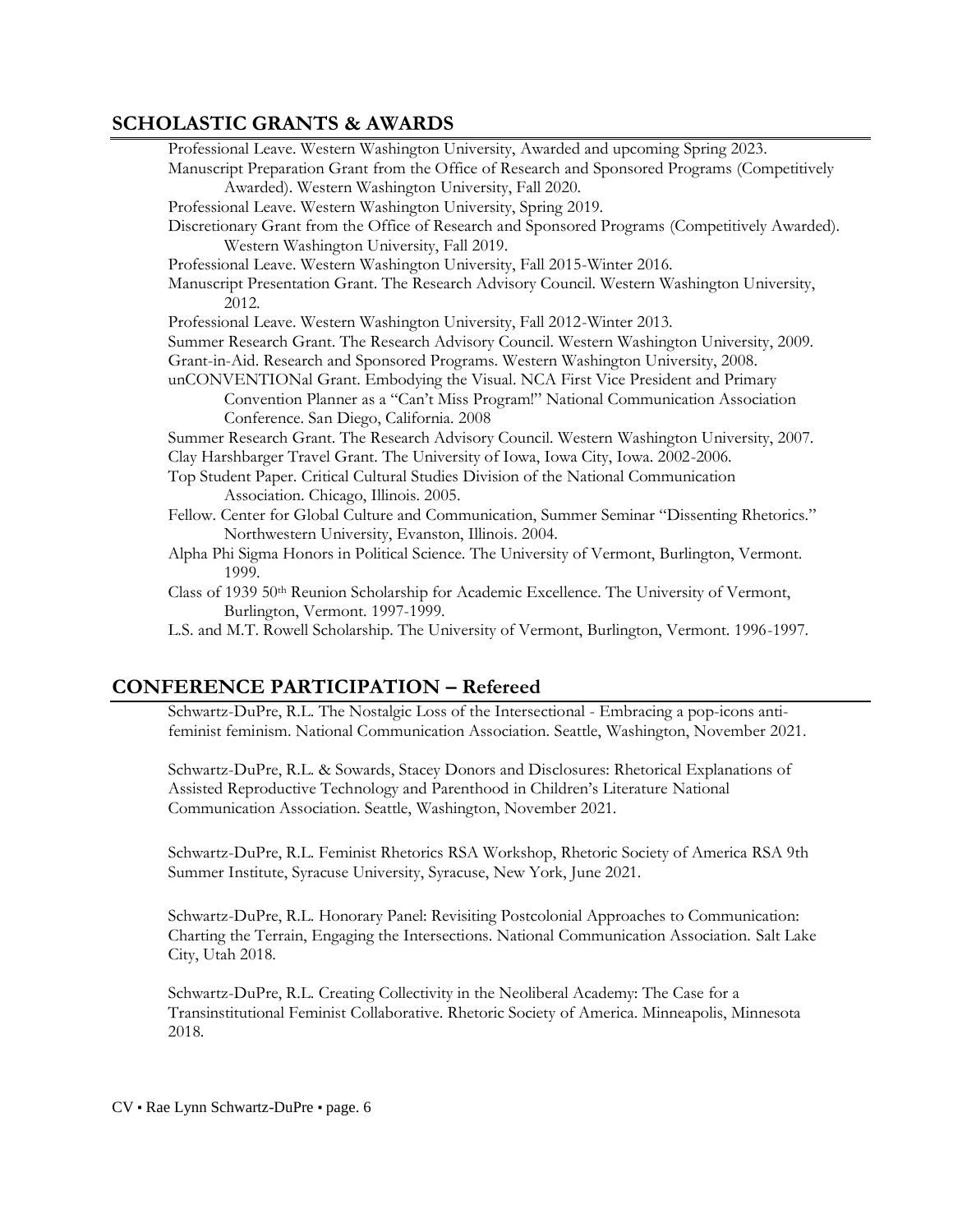## SCHOLASTIC GRANTS & AWARDS

Professional Leave. Western Washington University, Awarded and upcoming Spring 2023.

Manuscript Preparation Grant from the Office of Research and Sponsored Programs (Competitively Awarded). Western Washington University, Fall 2020.

Professional Leave. Western Washington University, Spring 2019.

Discretionary Grant from the Office of Research and Sponsored Programs (Competitively Awarded). Western Washington University, Fall 2019.

Professional Leave. Western Washington University, Fall 2015-Winter 2016.

Manuscript Presentation Grant. The Research Advisory Council. Western Washington University, 2012.

Professional Leave. Western Washington University, Fall 2012-Winter 2013.

Summer Research Grant. The Research Advisory Council. Western Washington University, 2009.

Grant-in-Aid. Research and Sponsored Programs. Western Washington University, 2008.

unCONVENTIONal Grant. Embodying the Visual. NCA First Vice President and Primary Convention Planner as a "Can't Miss Program!" National Communication Association Conference. San Diego, California. 2008

Summer Research Grant. The Research Advisory Council. Western Washington University, 2007.

Clay Harshbarger Travel Grant. The University of Iowa, Iowa City, Iowa. 2002-2006.

Top Student Paper. Critical Cultural Studies Division of the National Communication Association. Chicago, Illinois. 2005.

Fellow. Center for Global Culture and Communication, Summer Seminar "Dissenting Rhetorics." Northwestern University, Evanston, Illinois. 2004.

Alpha Phi Sigma Honors in Political Science. The University of Vermont, Burlington, Vermont. 1999.

Class of 1939 50th Reunion Scholarship for Academic Excellence. The University of Vermont, Burlington, Vermont. 1997-1999.

L.S. and M.T. Rowell Scholarship. The University of Vermont, Burlington, Vermont. 1996-1997.

## CONFERENCE PARTICIPATION – Refereed

Schwartz-DuPre, R.L. The Nostalgic Loss of the Intersectional - Embracing a pop-icons anti-feminist feminism. National Communication Association. Seattle, Washington, November 2021.

Schwartz-DuPre, R.L. & Sowards, Stacey Donors and Disclosures: Rhetorical Explanations of Assisted Reproductive Technology and Parenthood in Children's Literature National Communication Association. Seattle, Washington, November 2021.

Schwartz-DuPre, R.L. Feminist Rhetorics RSA Workshop, Rhetoric Society of America RSA 9th Summer Institute, Syracuse University, Syracuse, New York, June 2021.

Schwartz-DuPre, R.L. Honorary Panel: Revisiting Postcolonial Approaches to Communication: Charting the Terrain, Engaging the Intersections. National Communication Association. Salt Lake City, Utah 2018.

Schwartz-DuPre, R.L. Creating Collectivity in the Neoliberal Academy: The Case for a Transinstitutional Feminist Collaborative. Rhetoric Society of America. Minneapolis, Minnesota 2018.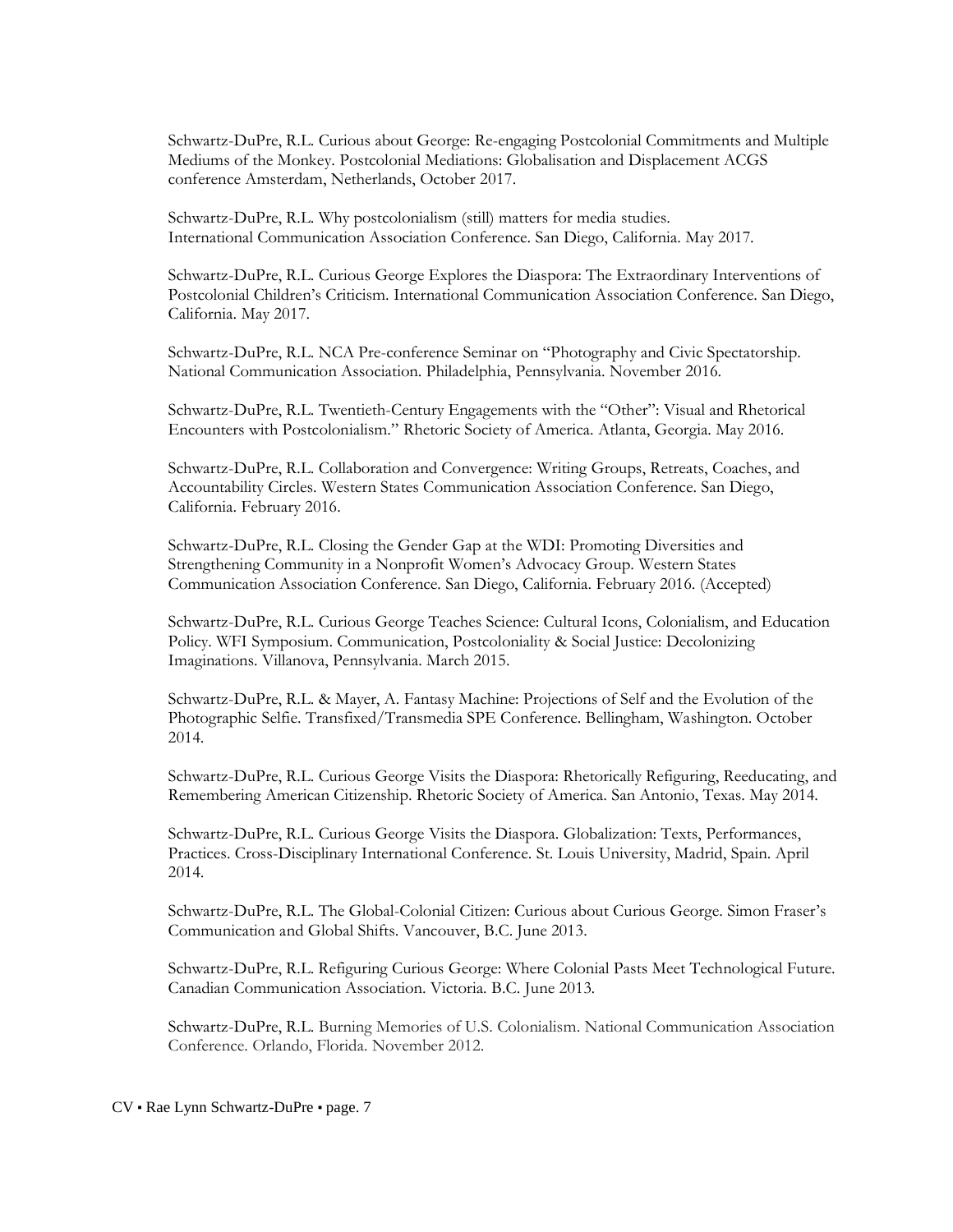Schwartz-DuPre, R.L. Curious about George: Re-engaging Postcolonial Commitments and Multiple Mediums of the Monkey. Postcolonial Mediations: Globalisation and Displacement ACGS conference Amsterdam, Netherlands, October 2017.

Schwartz-DuPre, R.L. Why postcolonialism (still) matters for media studies. International Communication Association Conference. San Diego, California. May 2017.

Schwartz-DuPre, R.L. Curious George Explores the Diaspora: The Extraordinary Interventions of Postcolonial Children's Criticism. International Communication Association Conference. San Diego, California. May 2017.

Schwartz-DuPre, R.L. NCA Pre-conference Seminar on "Photography and Civic Spectatorship. National Communication Association. Philadelphia, Pennsylvania. November 2016.

Schwartz-DuPre, R.L. Twentieth-Century Engagements with the "Other": Visual and Rhetorical Encounters with Postcolonialism." Rhetoric Society of America. Atlanta, Georgia. May 2016.

Schwartz-DuPre, R.L. Collaboration and Convergence: Writing Groups, Retreats, Coaches, and Accountability Circles. Western States Communication Association Conference. San Diego, California. February 2016.

Schwartz-DuPre, R.L. Closing the Gender Gap at the WDI: Promoting Diversities and Strengthening Community in a Nonprofit Women's Advocacy Group. Western States Communication Association Conference. San Diego, California. February 2016. (Accepted)

Schwartz-DuPre, R.L. Curious George Teaches Science: Cultural Icons, Colonialism, and Education Policy. WFI Symposium. Communication, Postcoloniality & Social Justice: Decolonizing Imaginations. Villanova, Pennsylvania. March 2015.

Schwartz-DuPre, R.L. & Mayer, A. Fantasy Machine: Projections of Self and the Evolution of the Photographic Selfie. Transfixed/Transmedia SPE Conference. Bellingham, Washington. October 2014.

Schwartz-DuPre, R.L. Curious George Visits the Diaspora: Rhetorically Refiguring, Reeducating, and Remembering American Citizenship. Rhetoric Society of America. San Antonio, Texas. May 2014.

Schwartz-DuPre, R.L. Curious George Visits the Diaspora. Globalization: Texts, Performances, Practices. Cross-Disciplinary International Conference. St. Louis University, Madrid, Spain. April 2014.

Schwartz-DuPre, R.L. The Global-Colonial Citizen: Curious about Curious George. Simon Fraser's Communication and Global Shifts. Vancouver, B.C. June 2013.

Schwartz-DuPre, R.L. Refiguring Curious George: Where Colonial Pasts Meet Technological Future. Canadian Communication Association. Victoria. B.C. June 2013.

Schwartz-DuPre, R.L. Burning Memories of U.S. Colonialism. National Communication Association Conference. Orlando, Florida. November 2012.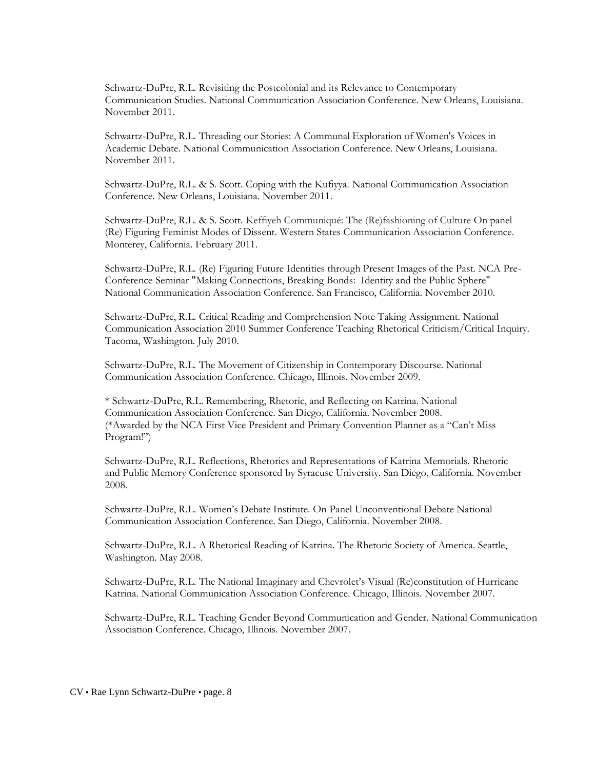Schwartz-DuPre, R.L. Revisiting the Postcolonial and its Relevance to Contemporary Communication Studies. National Communication Association Conference. New Orleans, Louisiana. November 2011.

Schwartz-DuPre, R.L. Threading our Stories: A Communal Exploration of Women's Voices in Academic Debate. National Communication Association Conference. New Orleans, Louisiana. November 2011.

Schwartz-DuPre, R.L. & S. Scott. Coping with the Kufiyya. National Communication Association Conference. New Orleans, Louisiana. November 2011.

Schwartz-DuPre, R.L. & S. Scott. Keffiyeh Communiqué: The (Re)fashioning of Culture On panel (Re) Figuring Feminist Modes of Dissent. Western States Communication Association Conference. Monterey, California. February 2011.

Schwartz-DuPre, R.L. (Re) Figuring Future Identities through Present Images of the Past. NCA Pre-Conference Seminar "Making Connections, Breaking Bonds: Identity and the Public Sphere" National Communication Association Conference. San Francisco, California. November 2010.

Schwartz-DuPre, R.L. Critical Reading and Comprehension Note Taking Assignment. National Communication Association 2010 Summer Conference Teaching Rhetorical Criticism/Critical Inquiry. Tacoma, Washington. July 2010.

Schwartz-DuPre, R.L. The Movement of Citizenship in Contemporary Discourse. National Communication Association Conference. Chicago, Illinois. November 2009.

* Schwartz-DuPre, R.L. Remembering, Rhetoric, and Reflecting on Katrina. National Communication Association Conference. San Diego, California. November 2008. (*Awarded by the NCA First Vice President and Primary Convention Planner as a "Can't Miss Program!")

Schwartz-DuPre, R.L. Reflections, Rhetorics and Representations of Katrina Memorials. Rhetoric and Public Memory Conference sponsored by Syracuse University. San Diego, California. November 2008.

Schwartz-DuPre, R.L. Women's Debate Institute. On Panel Unconventional Debate National Communication Association Conference. San Diego, California. November 2008.

Schwartz-DuPre, R.L. A Rhetorical Reading of Katrina. The Rhetoric Society of America. Seattle, Washington. May 2008.

Schwartz-DuPre, R.L. The National Imaginary and Chevrolet's Visual (Re)constitution of Hurricane Katrina. National Communication Association Conference. Chicago, Illinois. November 2007.

Schwartz-DuPre, R.L. Teaching Gender Beyond Communication and Gender. National Communication Association Conference. Chicago, Illinois. November 2007.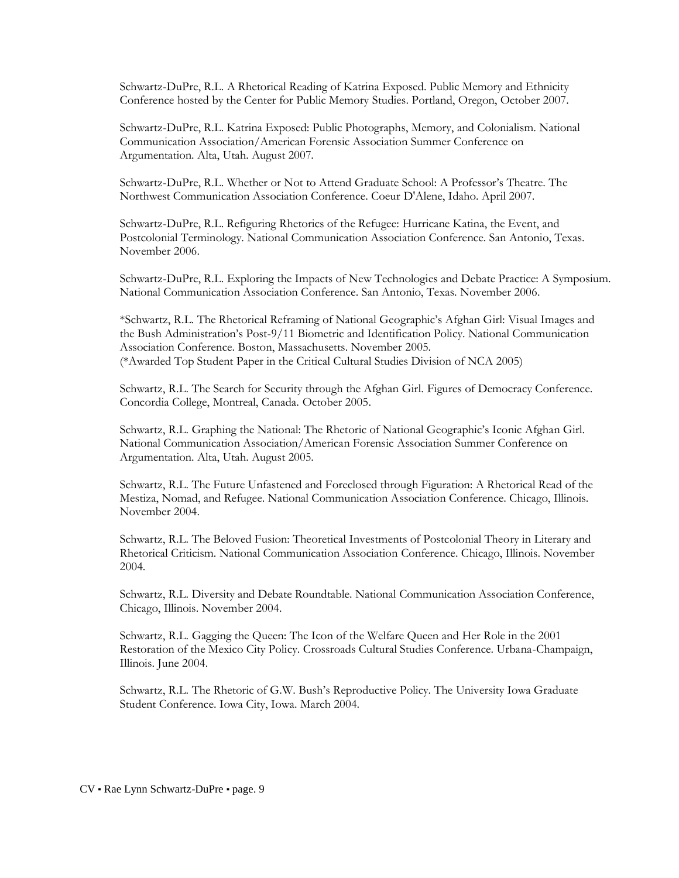Schwartz-DuPre, R.L. A Rhetorical Reading of Katrina Exposed. Public Memory and Ethnicity Conference hosted by the Center for Public Memory Studies. Portland, Oregon, October 2007.

Schwartz-DuPre, R.L. Katrina Exposed: Public Photographs, Memory, and Colonialism. National Communication Association/American Forensic Association Summer Conference on Argumentation. Alta, Utah. August 2007.

Schwartz-DuPre, R.L. Whether or Not to Attend Graduate School: A Professor's Theatre. The Northwest Communication Association Conference. Coeur D'Alene, Idaho. April 2007.

Schwartz-DuPre, R.L. Refiguring Rhetorics of the Refugee: Hurricane Katina, the Event, and Postcolonial Terminology. National Communication Association Conference. San Antonio, Texas. November 2006.

Schwartz-DuPre, R.L. Exploring the Impacts of New Technologies and Debate Practice: A Symposium. National Communication Association Conference. San Antonio, Texas. November 2006.

*Schwartz, R.L. The Rhetorical Reframing of National Geographic's Afghan Girl: Visual Images and the Bush Administration's Post-9/11 Biometric and Identification Policy. National Communication Association Conference. Boston, Massachusetts. November 2005.
(*Awarded Top Student Paper in the Critical Cultural Studies Division of NCA 2005)

Schwartz, R.L. The Search for Security through the Afghan Girl. Figures of Democracy Conference. Concordia College, Montreal, Canada. October 2005.

Schwartz, R.L. Graphing the National: The Rhetoric of National Geographic's Iconic Afghan Girl. National Communication Association/American Forensic Association Summer Conference on Argumentation. Alta, Utah. August 2005.

Schwartz, R.L. The Future Unfastened and Foreclosed through Figuration: A Rhetorical Read of the Mestiza, Nomad, and Refugee. National Communication Association Conference. Chicago, Illinois. November 2004.

Schwartz, R.L. The Beloved Fusion: Theoretical Investments of Postcolonial Theory in Literary and Rhetorical Criticism. National Communication Association Conference. Chicago, Illinois. November 2004.

Schwartz, R.L. Diversity and Debate Roundtable. National Communication Association Conference, Chicago, Illinois. November 2004.

Schwartz, R.L. Gagging the Queen: The Icon of the Welfare Queen and Her Role in the 2001 Restoration of the Mexico City Policy. Crossroads Cultural Studies Conference. Urbana-Champaign, Illinois. June 2004.

Schwartz, R.L. The Rhetoric of G.W. Bush's Reproductive Policy. The University Iowa Graduate Student Conference. Iowa City, Iowa. March 2004.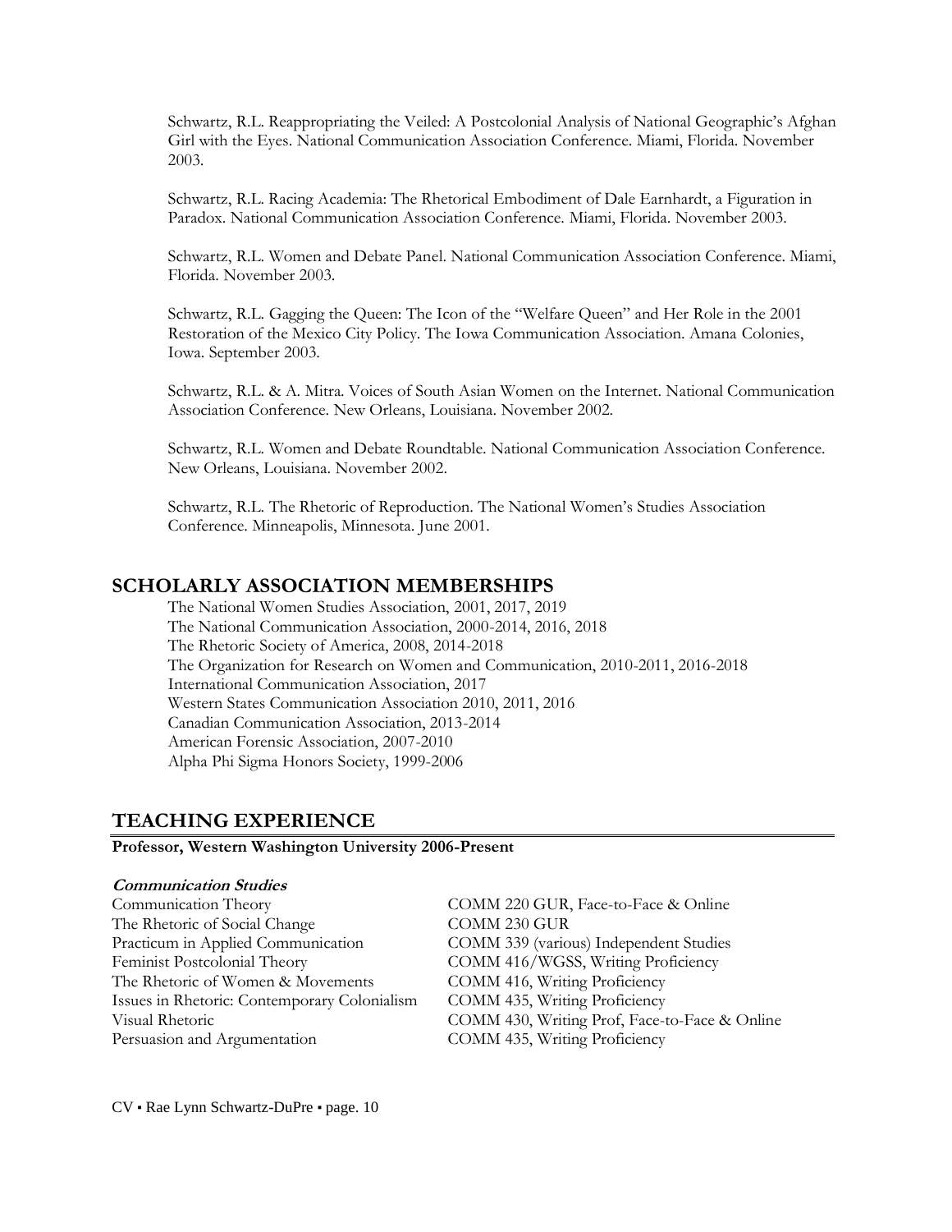Schwartz, R.L. Reappropriating the Veiled: A Postcolonial Analysis of National Geographic's Afghan Girl with the Eyes. National Communication Association Conference. Miami, Florida. November 2003.

Schwartz, R.L. Racing Academia: The Rhetorical Embodiment of Dale Earnhardt, a Figuration in Paradox. National Communication Association Conference. Miami, Florida. November 2003.

Schwartz, R.L. Women and Debate Panel. National Communication Association Conference. Miami, Florida. November 2003.

Schwartz, R.L. Gagging the Queen: The Icon of the "Welfare Queen" and Her Role in the 2001 Restoration of the Mexico City Policy. The Iowa Communication Association. Amana Colonies, Iowa. September 2003.

Schwartz, R.L. & A. Mitra. Voices of South Asian Women on the Internet. National Communication Association Conference. New Orleans, Louisiana. November 2002.

Schwartz, R.L. Women and Debate Roundtable. National Communication Association Conference. New Orleans, Louisiana. November 2002.

Schwartz, R.L. The Rhetoric of Reproduction. The National Women's Studies Association Conference. Minneapolis, Minnesota. June 2001.

## SCHOLARLY ASSOCIATION MEMBERSHIPS

The National Women Studies Association, 2001, 2017, 2019
The National Communication Association, 2000-2014, 2016, 2018
The Rhetoric Society of America, 2008, 2014-2018
The Organization for Research on Women and Communication, 2010-2011, 2016-2018
International Communication Association, 2017
Western States Communication Association 2010, 2011, 2016
Canadian Communication Association, 2013-2014
American Forensic Association, 2007-2010
Alpha Phi Sigma Honors Society, 1999-2006

## TEACHING EXPERIENCE

**Professor, Western Washington University 2006-Present**

***Communication Studies***

| | |
|---|---|
| Communication Theory | COMM 220 GUR, Face-to-Face & Online |
| The Rhetoric of Social Change | COMM 230 GUR |
| Practicum in Applied Communication | COMM 339 (various) Independent Studies |
| Feminist Postcolonial Theory | COMM 416/WGSS, Writing Proficiency |
| The Rhetoric of Women & Movements | COMM 416, Writing Proficiency |
| Issues in Rhetoric: Contemporary Colonialism | COMM 435, Writing Proficiency |
| Visual Rhetoric | COMM 430, Writing Prof, Face-to-Face & Online |
| Persuasion and Argumentation | COMM 435, Writing Proficiency |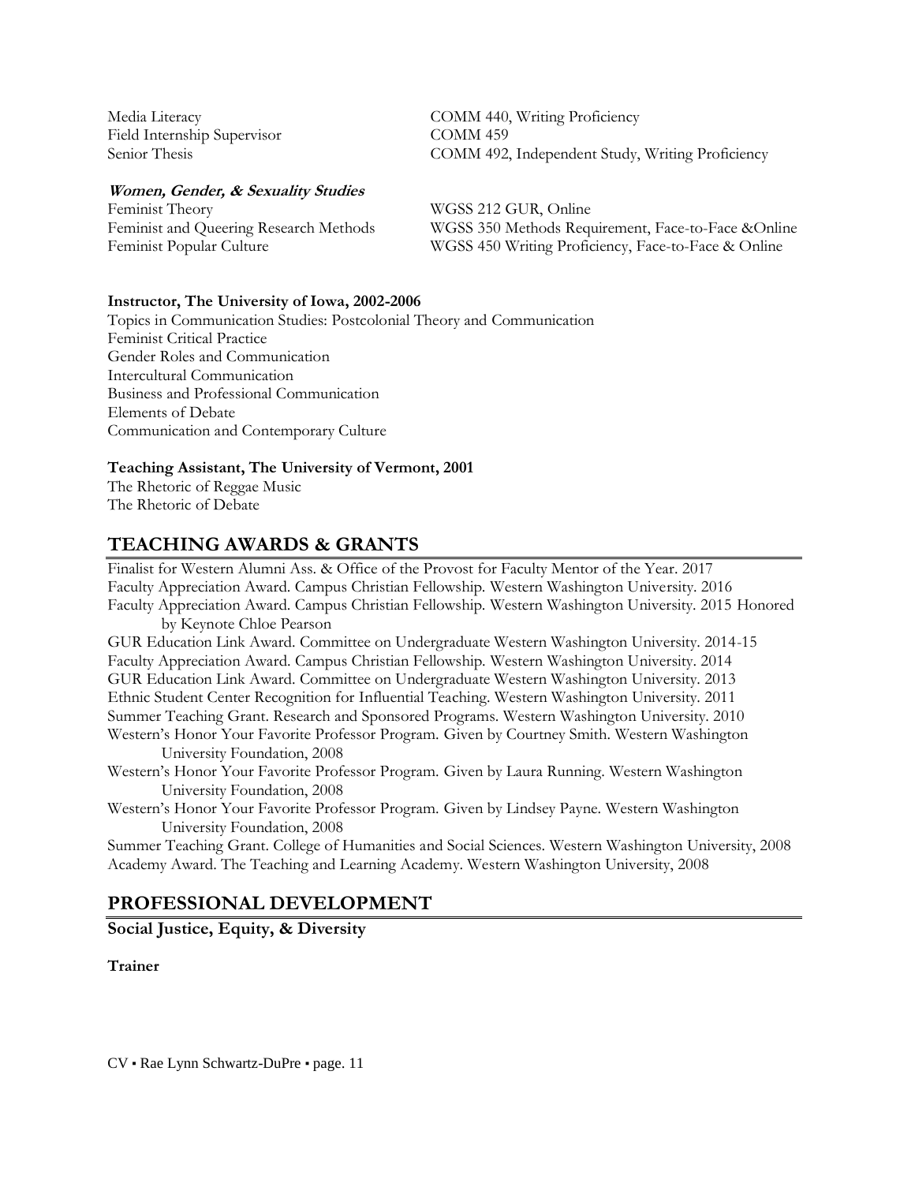Media Literacy — COMM 440, Writing Proficiency
Field Internship Supervisor — COMM 459
Senior Thesis — COMM 492, Independent Study, Writing Proficiency

***Women, Gender, & Sexuality Studies***

Feminist Theory — WGSS 212 GUR, Online
Feminist and Queering Research Methods — WGSS 350 Methods Requirement, Face-to-Face &Online
Feminist Popular Culture — WGSS 450 Writing Proficiency, Face-to-Face & Online

**Instructor, The University of Iowa, 2002-2006**

Topics in Communication Studies: Postcolonial Theory and Communication
Feminist Critical Practice
Gender Roles and Communication
Intercultural Communication
Business and Professional Communication
Elements of Debate
Communication and Contemporary Culture

**Teaching Assistant, The University of Vermont, 2001**

The Rhetoric of Reggae Music
The Rhetoric of Debate

## TEACHING AWARDS & GRANTS

Finalist for Western Alumni Ass. & Office of the Provost for Faculty Mentor of the Year. 2017
Faculty Appreciation Award. Campus Christian Fellowship. Western Washington University. 2016
Faculty Appreciation Award. Campus Christian Fellowship. Western Washington University. 2015 Honored by Keynote Chloe Pearson
GUR Education Link Award. Committee on Undergraduate Western Washington University. 2014-15
Faculty Appreciation Award. Campus Christian Fellowship. Western Washington University. 2014
GUR Education Link Award. Committee on Undergraduate Western Washington University. 2013
Ethnic Student Center Recognition for Influential Teaching. Western Washington University. 2011
Summer Teaching Grant. Research and Sponsored Programs. Western Washington University. 2010
Western's Honor Your Favorite Professor Program. Given by Courtney Smith. Western Washington University Foundation, 2008
Western's Honor Your Favorite Professor Program. Given by Laura Running. Western Washington University Foundation, 2008
Western's Honor Your Favorite Professor Program. Given by Lindsey Payne. Western Washington University Foundation, 2008
Summer Teaching Grant. College of Humanities and Social Sciences. Western Washington University, 2008
Academy Award. The Teaching and Learning Academy. Western Washington University, 2008

## PROFESSIONAL DEVELOPMENT

### Social Justice, Equity, & Diversity

**Trainer**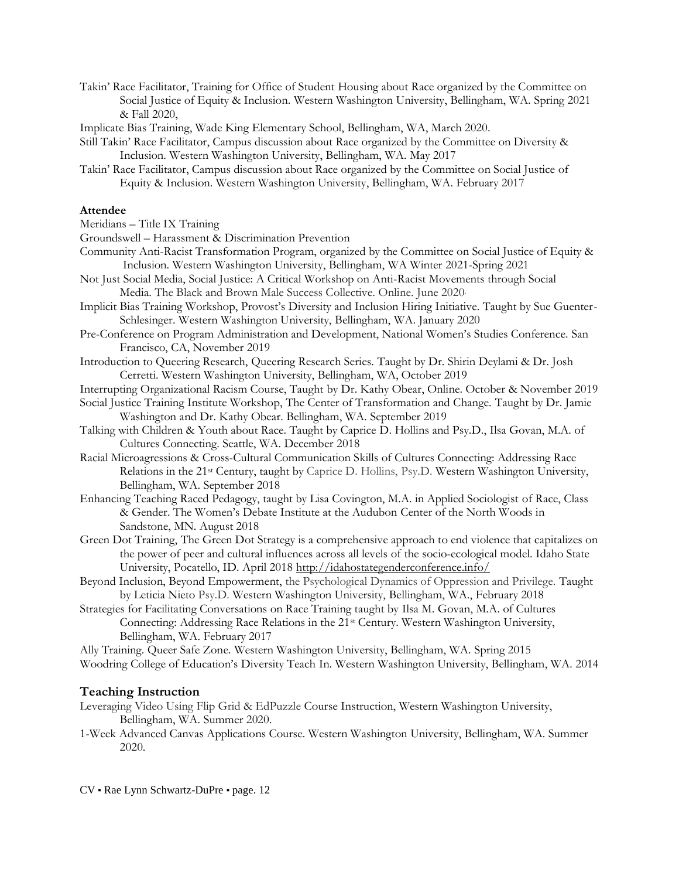Takin' Race Facilitator, Training for Office of Student Housing about Race organized by the Committee on Social Justice of Equity & Inclusion. Western Washington University, Bellingham, WA. Spring 2021 & Fall 2020,

Implicate Bias Training, Wade King Elementary School, Bellingham, WA, March 2020.

Still Takin' Race Facilitator, Campus discussion about Race organized by the Committee on Diversity & Inclusion. Western Washington University, Bellingham, WA. May 2017

Takin' Race Facilitator, Campus discussion about Race organized by the Committee on Social Justice of Equity & Inclusion. Western Washington University, Bellingham, WA. February 2017

**Attendee**

Meridians – Title IX Training

Groundswell – Harassment & Discrimination Prevention

Community Anti-Racist Transformation Program, organized by the Committee on Social Justice of Equity & Inclusion. Western Washington University, Bellingham, WA Winter 2021-Spring 2021

Not Just Social Media, Social Justice: A Critical Workshop on Anti-Racist Movements through Social Media. The Black and Brown Male Success Collective. Online. June 2020.

Implicit Bias Training Workshop, Provost's Diversity and Inclusion Hiring Initiative. Taught by Sue Guenter-Schlesinger. Western Washington University, Bellingham, WA. January 2020

Pre-Conference on Program Administration and Development, National Women's Studies Conference. San Francisco, CA, November 2019

Introduction to Queering Research, Queering Research Series. Taught by Dr. Shirin Deylami & Dr. Josh Cerretti. Western Washington University, Bellingham, WA, October 2019

Interrupting Organizational Racism Course, Taught by Dr. Kathy Obear, Online. October & November 2019

Social Justice Training Institute Workshop, The Center of Transformation and Change. Taught by Dr. Jamie Washington and Dr. Kathy Obear. Bellingham, WA. September 2019

Talking with Children & Youth about Race. Taught by Caprice D. Hollins and Psy.D., Ilsa Govan, M.A. of Cultures Connecting. Seattle, WA. December 2018

Racial Microagressions & Cross-Cultural Communication Skills of Cultures Connecting: Addressing Race Relations in the 21st Century, taught by Caprice D. Hollins, Psy.D. Western Washington University, Bellingham, WA. September 2018

Enhancing Teaching Raced Pedagogy, taught by Lisa Covington, M.A. in Applied Sociologist of Race, Class & Gender. The Women's Debate Institute at the Audubon Center of the North Woods in Sandstone, MN. August 2018

Green Dot Training, The Green Dot Strategy is a comprehensive approach to end violence that capitalizes on the power of peer and cultural influences across all levels of the socio-ecological model. Idaho State University, Pocatello, ID. April 2018 http://idahostategenderconference.info/

Beyond Inclusion, Beyond Empowerment, the Psychological Dynamics of Oppression and Privilege. Taught by Leticia Nieto Psy.D. Western Washington University, Bellingham, WA., February 2018

Strategies for Facilitating Conversations on Race Training taught by Ilsa M. Govan, M.A. of Cultures Connecting: Addressing Race Relations in the 21st Century. Western Washington University, Bellingham, WA. February 2017

Ally Training. Queer Safe Zone. Western Washington University, Bellingham, WA. Spring 2015

Woodring College of Education's Diversity Teach In. Western Washington University, Bellingham, WA. 2014

## Teaching Instruction

Leveraging Video Using Flip Grid & EdPuzzle Course Instruction, Western Washington University, Bellingham, WA. Summer 2020.

1-Week Advanced Canvas Applications Course. Western Washington University, Bellingham, WA. Summer 2020.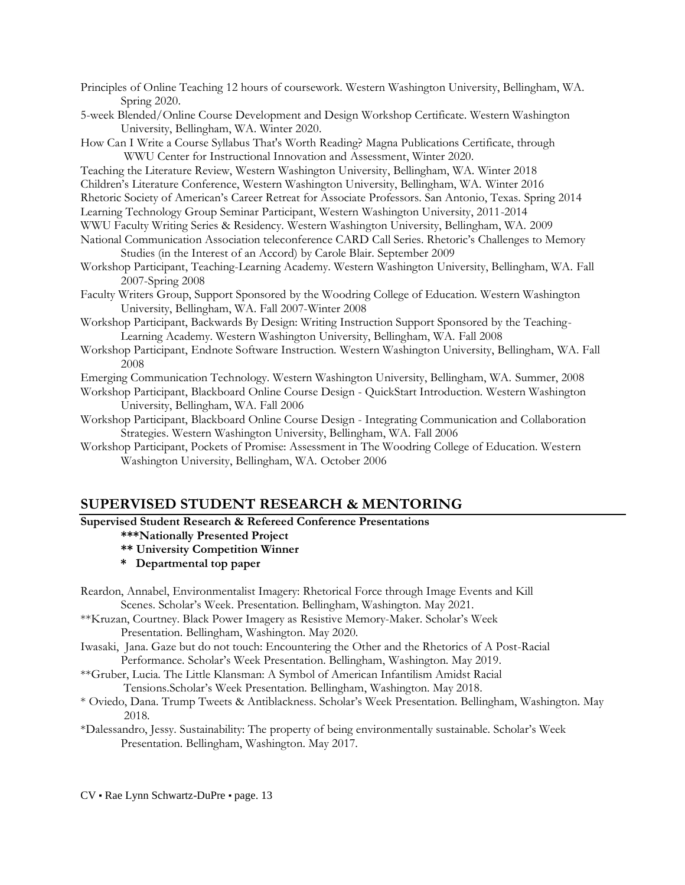Principles of Online Teaching 12 hours of coursework. Western Washington University, Bellingham, WA. Spring 2020.

5-week Blended/Online Course Development and Design Workshop Certificate. Western Washington University, Bellingham, WA. Winter 2020.

How Can I Write a Course Syllabus That's Worth Reading? Magna Publications Certificate, through WWU Center for Instructional Innovation and Assessment, Winter 2020.

Teaching the Literature Review, Western Washington University, Bellingham, WA. Winter 2018

Children's Literature Conference, Western Washington University, Bellingham, WA. Winter 2016

Rhetoric Society of American's Career Retreat for Associate Professors. San Antonio, Texas. Spring 2014

Learning Technology Group Seminar Participant, Western Washington University, 2011-2014

WWU Faculty Writing Series & Residency. Western Washington University, Bellingham, WA. 2009

National Communication Association teleconference CARD Call Series. Rhetoric's Challenges to Memory Studies (in the Interest of an Accord) by Carole Blair. September 2009

Workshop Participant, Teaching-Learning Academy. Western Washington University, Bellingham, WA. Fall 2007-Spring 2008

Faculty Writers Group, Support Sponsored by the Woodring College of Education. Western Washington University, Bellingham, WA. Fall 2007-Winter 2008

Workshop Participant, Backwards By Design: Writing Instruction Support Sponsored by the Teaching-Learning Academy. Western Washington University, Bellingham, WA. Fall 2008

Workshop Participant, Endnote Software Instruction. Western Washington University, Bellingham, WA. Fall 2008

Emerging Communication Technology. Western Washington University, Bellingham, WA. Summer, 2008

Workshop Participant, Blackboard Online Course Design - QuickStart Introduction. Western Washington University, Bellingham, WA. Fall 2006

Workshop Participant, Blackboard Online Course Design - Integrating Communication and Collaboration Strategies. Western Washington University, Bellingham, WA. Fall 2006

Workshop Participant, Pockets of Promise: Assessment in The Woodring College of Education. Western Washington University, Bellingham, WA. October 2006

## SUPERVISED STUDENT RESEARCH & MENTORING

**Supervised Student Research & Refereed Conference Presentations**

- **\*\*\*Nationally Presented Project**
- **\*\* University Competition Winner**
- **\* Departmental top paper**

Reardon, Annabel, Environmentalist Imagery: Rhetorical Force through Image Events and Kill Scenes. Scholar's Week. Presentation. Bellingham, Washington. May 2021.

**Kruzan, Courtney. Black Power Imagery as Resistive Memory-Maker. Scholar's Week Presentation. Bellingham, Washington. May 2020.

Iwasaki, Jana. Gaze but do not touch: Encountering the Other and the Rhetorics of A Post-Racial Performance. Scholar's Week Presentation. Bellingham, Washington. May 2019.

**Gruber, Lucia. The Little Klansman: A Symbol of American Infantilism Amidst Racial Tensions.Scholar's Week Presentation. Bellingham, Washington. May 2018.

* Oviedo, Dana. Trump Tweets & Antiblackness. Scholar's Week Presentation. Bellingham, Washington. May 2018.

*Dalessandro, Jessy. Sustainability: The property of being environmentally sustainable. Scholar's Week Presentation. Bellingham, Washington. May 2017.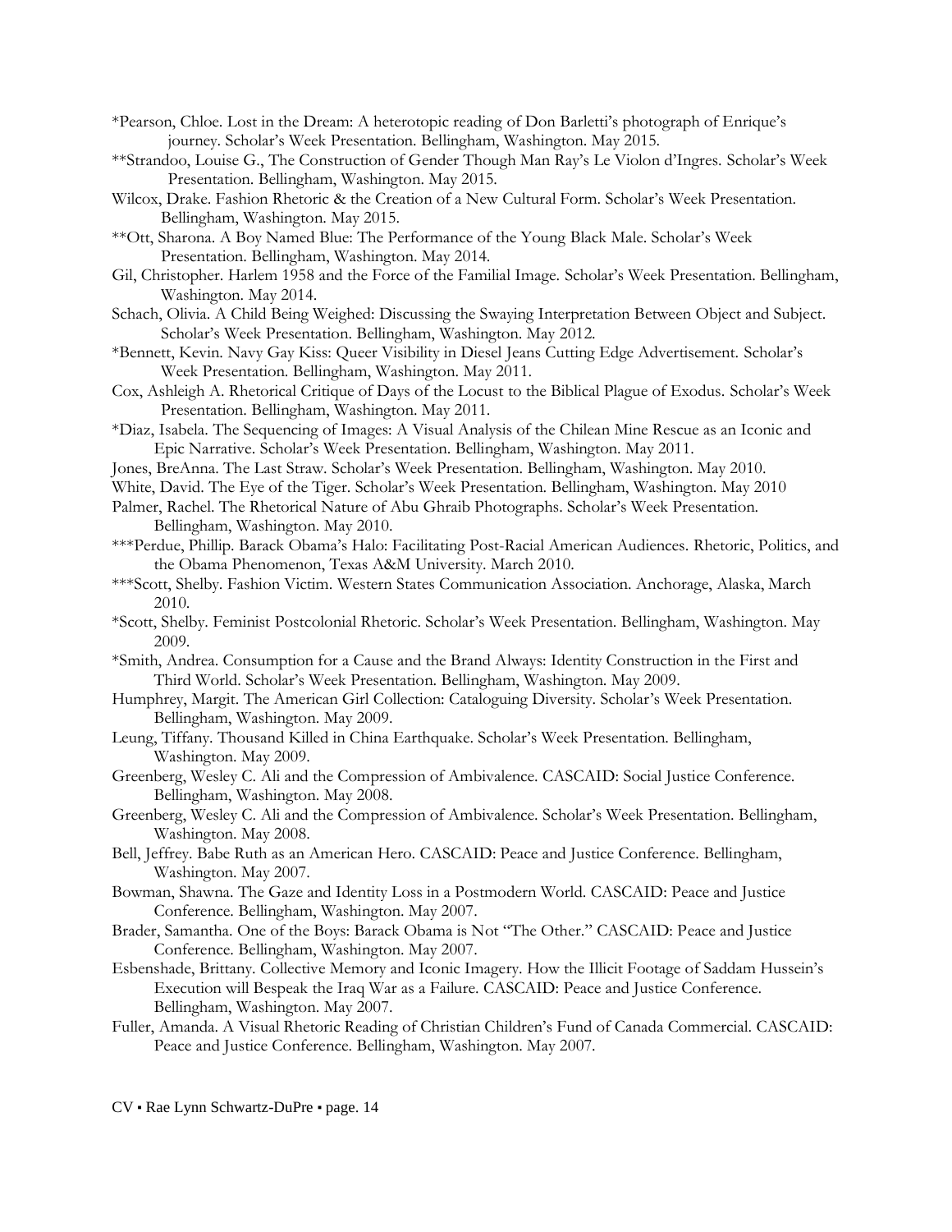*Pearson, Chloe. Lost in the Dream: A heterotopic reading of Don Barletti's photograph of Enrique's journey. Scholar's Week Presentation. Bellingham, Washington. May 2015.

**Strandoo, Louise G., The Construction of Gender Though Man Ray's Le Violon d'Ingres. Scholar's Week Presentation. Bellingham, Washington. May 2015.

Wilcox, Drake. Fashion Rhetoric & the Creation of a New Cultural Form. Scholar's Week Presentation. Bellingham, Washington. May 2015.

**Ott, Sharona. A Boy Named Blue: The Performance of the Young Black Male. Scholar's Week Presentation. Bellingham, Washington. May 2014.

Gil, Christopher. Harlem 1958 and the Force of the Familial Image. Scholar's Week Presentation. Bellingham, Washington. May 2014.

Schach, Olivia. A Child Being Weighed: Discussing the Swaying Interpretation Between Object and Subject. Scholar's Week Presentation. Bellingham, Washington. May 2012.

*Bennett, Kevin. Navy Gay Kiss: Queer Visibility in Diesel Jeans Cutting Edge Advertisement. Scholar's Week Presentation. Bellingham, Washington. May 2011.

Cox, Ashleigh A. Rhetorical Critique of Days of the Locust to the Biblical Plague of Exodus. Scholar's Week Presentation. Bellingham, Washington. May 2011.

*Diaz, Isabela. The Sequencing of Images: A Visual Analysis of the Chilean Mine Rescue as an Iconic and Epic Narrative. Scholar's Week Presentation. Bellingham, Washington. May 2011.

Jones, BreAnna. The Last Straw. Scholar's Week Presentation. Bellingham, Washington. May 2010.

White, David. The Eye of the Tiger. Scholar's Week Presentation. Bellingham, Washington. May 2010

Palmer, Rachel. The Rhetorical Nature of Abu Ghraib Photographs. Scholar's Week Presentation. Bellingham, Washington. May 2010.

***Perdue, Phillip. Barack Obama's Halo: Facilitating Post-Racial American Audiences. Rhetoric, Politics, and the Obama Phenomenon, Texas A&M University. March 2010.

***Scott, Shelby. Fashion Victim. Western States Communication Association. Anchorage, Alaska, March 2010.

*Scott, Shelby. Feminist Postcolonial Rhetoric. Scholar's Week Presentation. Bellingham, Washington. May 2009.

*Smith, Andrea. Consumption for a Cause and the Brand Always: Identity Construction in the First and Third World. Scholar's Week Presentation. Bellingham, Washington. May 2009.

Humphrey, Margit. The American Girl Collection: Cataloguing Diversity. Scholar's Week Presentation. Bellingham, Washington. May 2009.

Leung, Tiffany. Thousand Killed in China Earthquake. Scholar's Week Presentation. Bellingham, Washington. May 2009.

Greenberg, Wesley C. Ali and the Compression of Ambivalence. CASCAID: Social Justice Conference. Bellingham, Washington. May 2008.

Greenberg, Wesley C. Ali and the Compression of Ambivalence. Scholar's Week Presentation. Bellingham, Washington. May 2008.

Bell, Jeffrey. Babe Ruth as an American Hero. CASCAID: Peace and Justice Conference. Bellingham, Washington. May 2007.

Bowman, Shawna. The Gaze and Identity Loss in a Postmodern World. CASCAID: Peace and Justice Conference. Bellingham, Washington. May 2007.

Brader, Samantha. One of the Boys: Barack Obama is Not "The Other." CASCAID: Peace and Justice Conference. Bellingham, Washington. May 2007.

Esbenshade, Brittany. Collective Memory and Iconic Imagery. How the Illicit Footage of Saddam Hussein's Execution will Bespeak the Iraq War as a Failure. CASCAID: Peace and Justice Conference. Bellingham, Washington. May 2007.

Fuller, Amanda. A Visual Rhetoric Reading of Christian Children's Fund of Canada Commercial. CASCAID: Peace and Justice Conference. Bellingham, Washington. May 2007.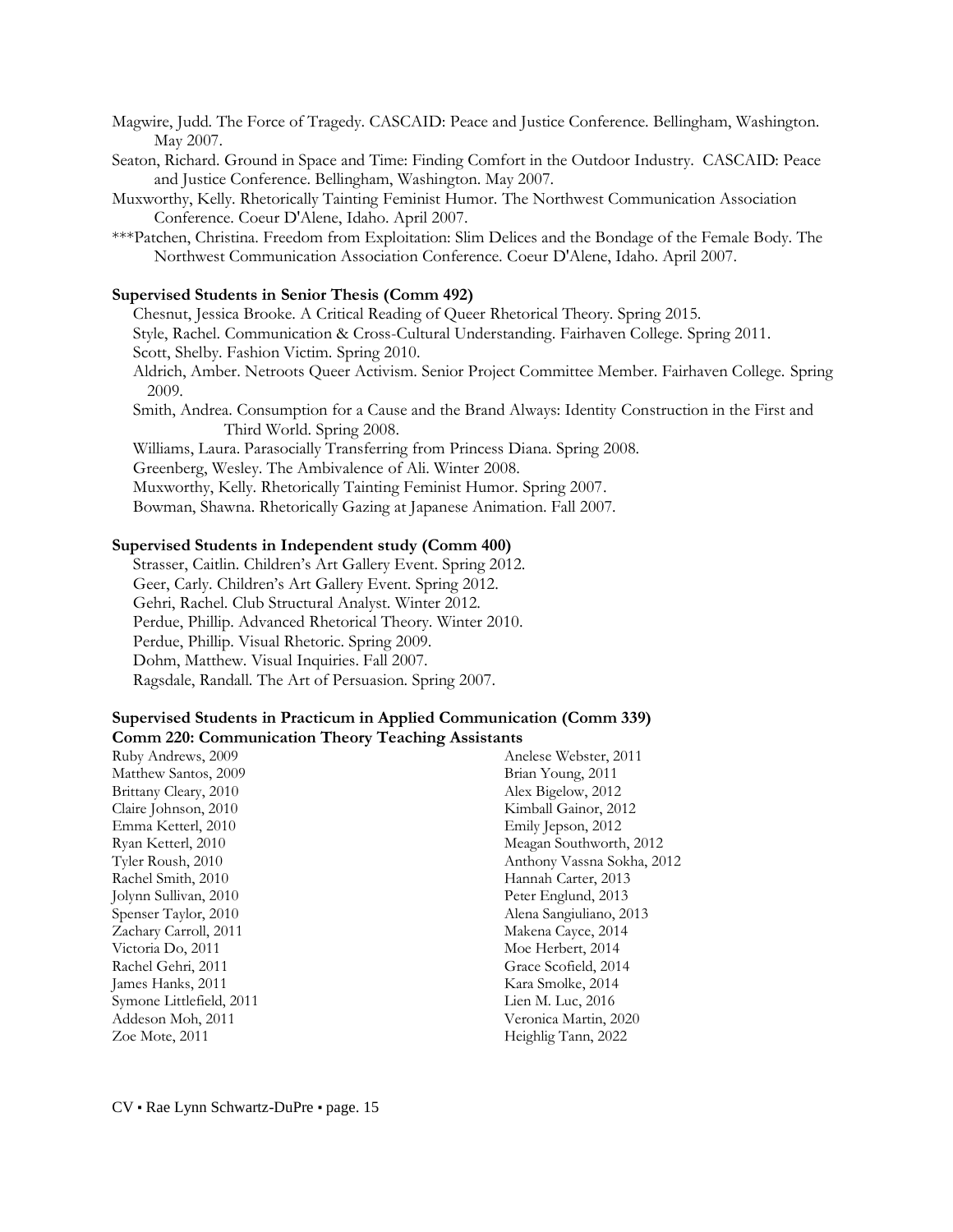Magwire, Judd. The Force of Tragedy. CASCAID: Peace and Justice Conference. Bellingham, Washington. May 2007.

Seaton, Richard. Ground in Space and Time: Finding Comfort in the Outdoor Industry. CASCAID: Peace and Justice Conference. Bellingham, Washington. May 2007.

Muxworthy, Kelly. Rhetorically Tainting Feminist Humor. The Northwest Communication Association Conference. Coeur D'Alene, Idaho. April 2007.

***Patchen, Christina. Freedom from Exploitation: Slim Delices and the Bondage of the Female Body. The Northwest Communication Association Conference. Coeur D'Alene, Idaho. April 2007.

**Supervised Students in Senior Thesis (Comm 492)**

Chesnut, Jessica Brooke. A Critical Reading of Queer Rhetorical Theory. Spring 2015.

Style, Rachel. Communication & Cross-Cultural Understanding. Fairhaven College. Spring 2011.

Scott, Shelby. Fashion Victim. Spring 2010.

Aldrich, Amber. Netroots Queer Activism. Senior Project Committee Member. Fairhaven College. Spring 2009.

Smith, Andrea. Consumption for a Cause and the Brand Always: Identity Construction in the First and Third World. Spring 2008.

Williams, Laura. Parasocially Transferring from Princess Diana. Spring 2008.

Greenberg, Wesley. The Ambivalence of Ali. Winter 2008.

Muxworthy, Kelly. Rhetorically Tainting Feminist Humor. Spring 2007.

Bowman, Shawna. Rhetorically Gazing at Japanese Animation. Fall 2007.

**Supervised Students in Independent study (Comm 400)**

Strasser, Caitlin. Children's Art Gallery Event. Spring 2012.

Geer, Carly. Children's Art Gallery Event. Spring 2012.

Gehri, Rachel. Club Structural Analyst. Winter 2012.

Perdue, Phillip. Advanced Rhetorical Theory. Winter 2010.

Perdue, Phillip. Visual Rhetoric. Spring 2009.

Dohm, Matthew. Visual Inquiries. Fall 2007.

Ragsdale, Randall. The Art of Persuasion. Spring 2007.

**Supervised Students in Practicum in Applied Communication (Comm 339)**
**Comm 220: Communication Theory Teaching Assistants**

Ruby Andrews, 2009
Matthew Santos, 2009
Brittany Cleary, 2010
Claire Johnson, 2010
Emma Ketterl, 2010
Ryan Ketterl, 2010
Tyler Roush, 2010
Rachel Smith, 2010
Jolynn Sullivan, 2010
Spenser Taylor, 2010
Zachary Carroll, 2011
Victoria Do, 2011
Rachel Gehri, 2011
James Hanks, 2011
Symone Littlefield, 2011
Addeson Moh, 2011
Zoe Mote, 2011
Anelese Webster, 2011
Brian Young, 2011
Alex Bigelow, 2012
Kimball Gainor, 2012
Emily Jepson, 2012
Meagan Southworth, 2012
Anthony Vassna Sokha, 2012
Hannah Carter, 2013
Peter Englund, 2013
Alena Sangiuliano, 2013
Makena Cayce, 2014
Moe Herbert, 2014
Grace Scofield, 2014
Kara Smolke, 2014
Lien M. Luc, 2016
Veronica Martin, 2020
Heighlig Tann, 2022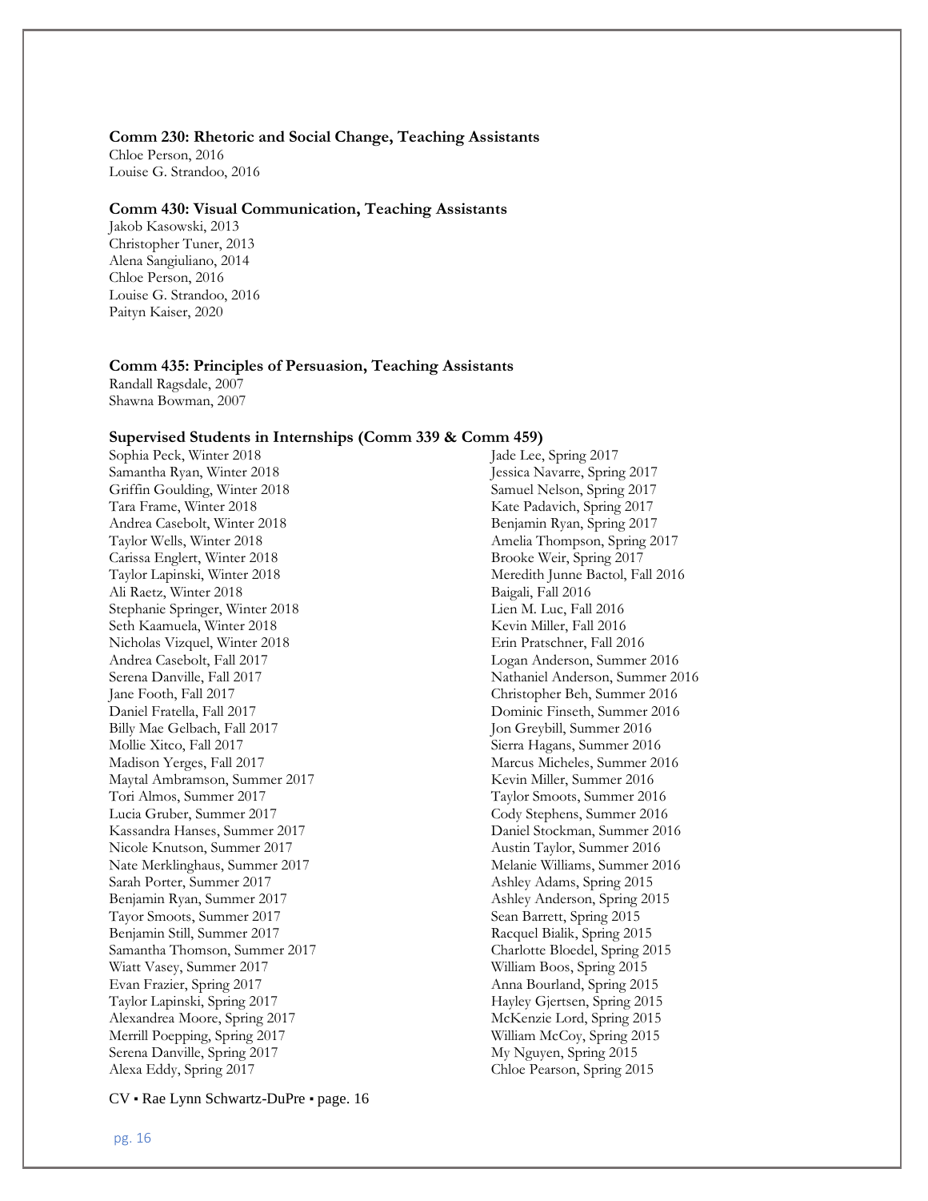**Comm 230: Rhetoric and Social Change, Teaching Assistants**
Chloe Person, 2016
Louise G. Strandoo, 2016

**Comm 430: Visual Communication, Teaching Assistants**
Jakob Kasowski, 2013
Christopher Tuner, 2013
Alena Sangiuliano, 2014
Chloe Person, 2016
Louise G. Strandoo, 2016
Paityn Kaiser, 2020

**Comm 435: Principles of Persuasion, Teaching Assistants**
Randall Ragsdale, 2007
Shawna Bowman, 2007

**Supervised Students in Internships (Comm 339 & Comm 459)**
Sophia Peck, Winter 2018
Samantha Ryan, Winter 2018
Griffin Goulding, Winter 2018
Tara Frame, Winter 2018
Andrea Casebolt, Winter 2018
Taylor Wells, Winter 2018
Carissa Englert, Winter 2018
Taylor Lapinski, Winter 2018
Ali Raetz, Winter 2018
Stephanie Springer, Winter 2018
Seth Kaamuela, Winter 2018
Nicholas Vizquel, Winter 2018
Andrea Casebolt, Fall 2017
Serena Danville, Fall 2017
Jane Footh, Fall 2017
Daniel Fratella, Fall 2017
Billy Mae Gelbach, Fall 2017
Mollie Xitco, Fall 2017
Madison Yerges, Fall 2017
Maytal Ambramson, Summer 2017
Tori Almos, Summer 2017
Lucia Gruber, Summer 2017
Kassandra Hanses, Summer 2017
Nicole Knutson, Summer 2017
Nate Merklinghaus, Summer 2017
Sarah Porter, Summer 2017
Benjamin Ryan, Summer 2017
Tayor Smoots, Summer 2017
Benjamin Still, Summer 2017
Samantha Thomson, Summer 2017
Wiatt Vasey, Summer 2017
Evan Frazier, Spring 2017
Taylor Lapinski, Spring 2017
Alexandrea Moore, Spring 2017
Merrill Poepping, Spring 2017
Serena Danville, Spring 2017
Alexa Eddy, Spring 2017
Jade Lee, Spring 2017
Jessica Navarre, Spring 2017
Samuel Nelson, Spring 2017
Kate Padavich, Spring 2017
Benjamin Ryan, Spring 2017
Amelia Thompson, Spring 2017
Brooke Weir, Spring 2017
Meredith Junne Bactol, Fall 2016
Baigali, Fall 2016
Lien M. Luc, Fall 2016
Kevin Miller, Fall 2016
Erin Pratschner, Fall 2016
Logan Anderson, Summer 2016
Nathaniel Anderson, Summer 2016
Christopher Beh, Summer 2016
Dominic Finseth, Summer 2016
Jon Greybill, Summer 2016
Sierra Hagans, Summer 2016
Marcus Micheles, Summer 2016
Kevin Miller, Summer 2016
Taylor Smoots, Summer 2016
Cody Stephens, Summer 2016
Daniel Stockman, Summer 2016
Austin Taylor, Summer 2016
Melanie Williams, Summer 2016
Ashley Adams, Spring 2015
Ashley Anderson, Spring 2015
Sean Barrett, Spring 2015
Racquel Bialik, Spring 2015
Charlotte Bloedel, Spring 2015
William Boos, Spring 2015
Anna Bourland, Spring 2015
Hayley Gjertsen, Spring 2015
McKenzie Lord, Spring 2015
William McCoy, Spring 2015
My Nguyen, Spring 2015
Chloe Pearson, Spring 2015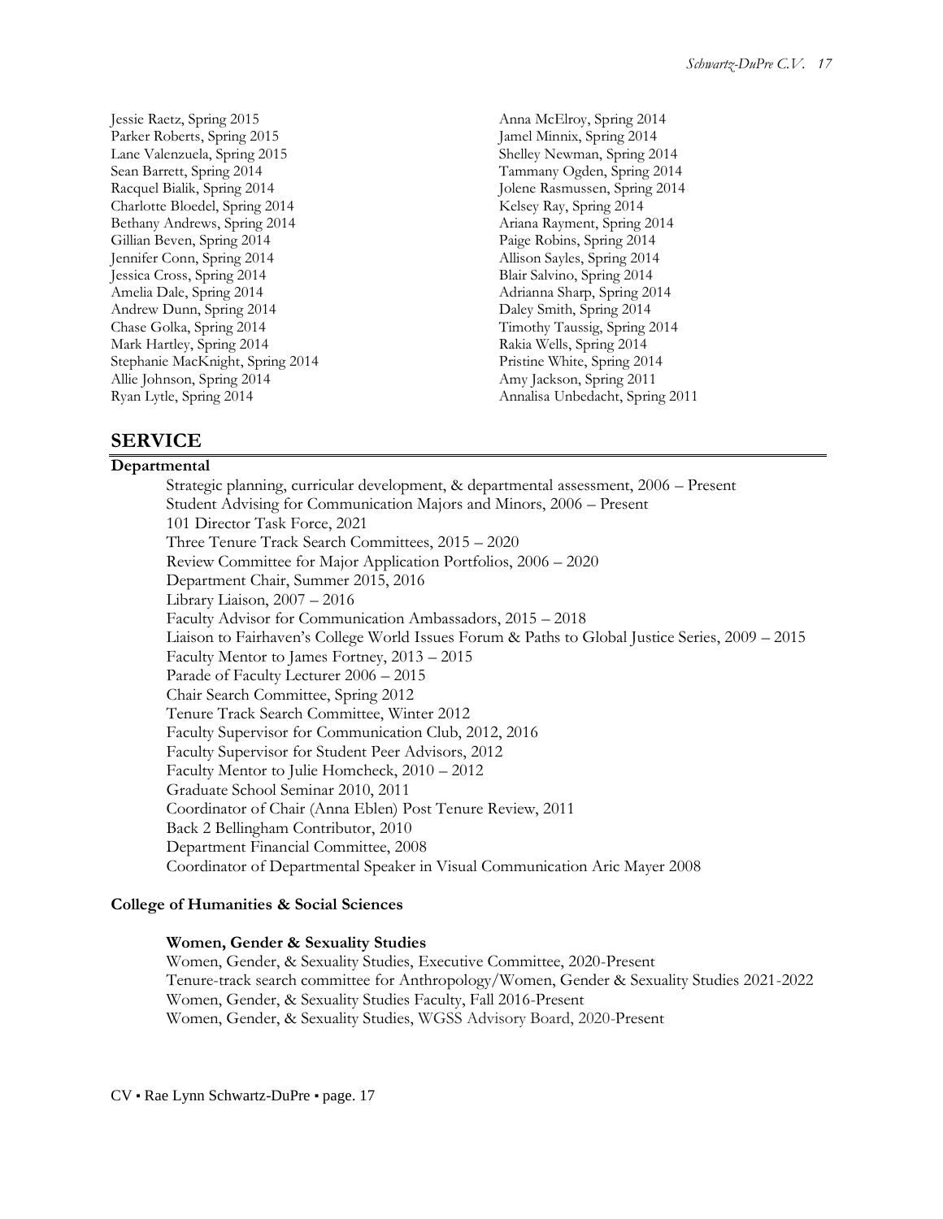Jessie Raetz, Spring 2015
Parker Roberts, Spring 2015
Lane Valenzuela, Spring 2015
Sean Barrett, Spring 2014
Racquel Bialik, Spring 2014
Charlotte Bloedel, Spring 2014
Bethany Andrews, Spring 2014
Gillian Beven, Spring 2014
Jennifer Conn, Spring 2014
Jessica Cross, Spring 2014
Amelia Dale, Spring 2014
Andrew Dunn, Spring 2014
Chase Golka, Spring 2014
Mark Hartley, Spring 2014
Stephanie MacKnight, Spring 2014
Allie Johnson, Spring 2014
Ryan Lytle, Spring 2014
Anna McElroy, Spring 2014
Jamel Minnix, Spring 2014
Shelley Newman, Spring 2014
Tammany Ogden, Spring 2014
Jolene Rasmussen, Spring 2014
Kelsey Ray, Spring 2014
Ariana Rayment, Spring 2014
Paige Robins, Spring 2014
Allison Sayles, Spring 2014
Blair Salvino, Spring 2014
Adrianna Sharp, Spring 2014
Daley Smith, Spring 2014
Timothy Taussig, Spring 2014
Rakia Wells, Spring 2014
Pristine White, Spring 2014
Amy Jackson, Spring 2011
Annalisa Unbedacht, Spring 2011

## SERVICE

**Departmental**

Strategic planning, curricular development, & departmental assessment, 2006 – Present
Student Advising for Communication Majors and Minors, 2006 – Present
101 Director Task Force, 2021
Three Tenure Track Search Committees, 2015 – 2020
Review Committee for Major Application Portfolios, 2006 – 2020
Department Chair, Summer 2015, 2016
Library Liaison, 2007 – 2016
Faculty Advisor for Communication Ambassadors, 2015 – 2018
Liaison to Fairhaven's College World Issues Forum & Paths to Global Justice Series, 2009 – 2015
Faculty Mentor to James Fortney, 2013 – 2015
Parade of Faculty Lecturer 2006 – 2015
Chair Search Committee, Spring 2012
Tenure Track Search Committee, Winter 2012
Faculty Supervisor for Communication Club, 2012, 2016
Faculty Supervisor for Student Peer Advisors, 2012
Faculty Mentor to Julie Homcheck, 2010 – 2012
Graduate School Seminar 2010, 2011
Coordinator of Chair (Anna Eblen) Post Tenure Review, 2011
Back 2 Bellingham Contributor, 2010
Department Financial Committee, 2008
Coordinator of Departmental Speaker in Visual Communication Aric Mayer 2008

**College of Humanities & Social Sciences**

**Women, Gender & Sexuality Studies**

Women, Gender, & Sexuality Studies, Executive Committee, 2020-Present
Tenure-track search committee for Anthropology/Women, Gender & Sexuality Studies 2021-2022
Women, Gender, & Sexuality Studies Faculty, Fall 2016-Present
Women, Gender, & Sexuality Studies, WGSS Advisory Board, 2020-Present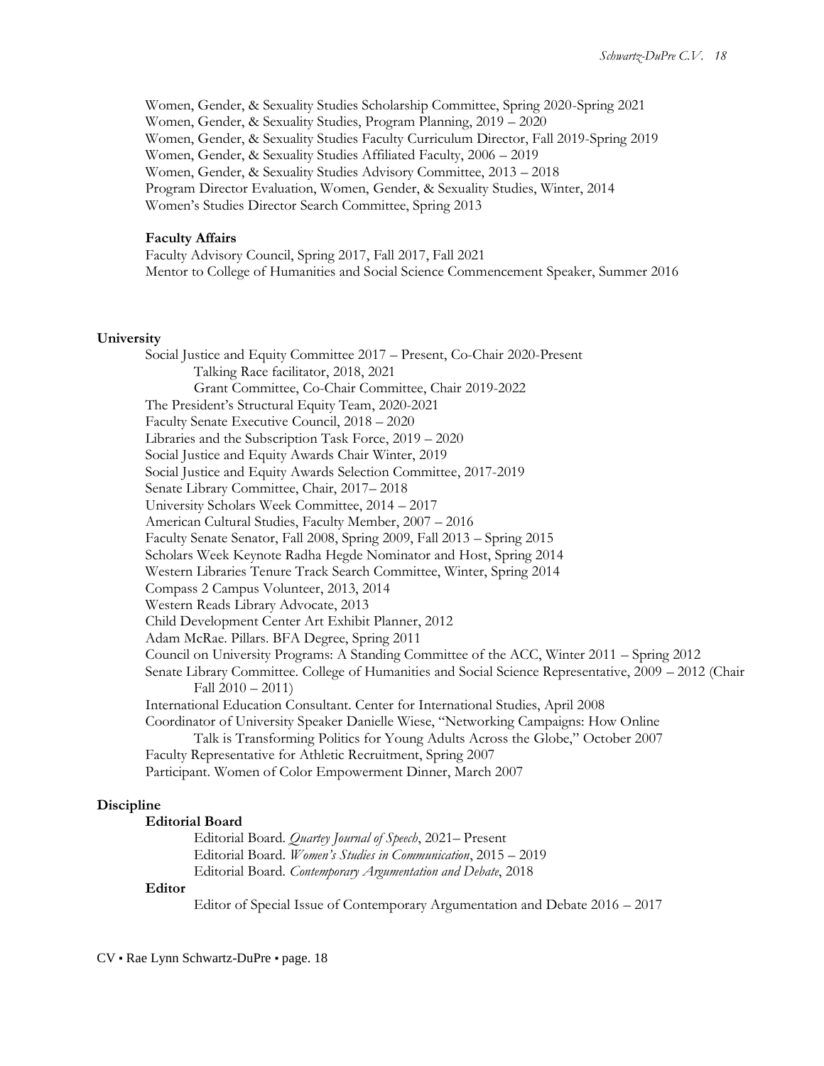Women, Gender, & Sexuality Studies Scholarship Committee, Spring 2020-Spring 2021
Women, Gender, & Sexuality Studies, Program Planning, 2019 – 2020
Women, Gender, & Sexuality Studies Faculty Curriculum Director, Fall 2019-Spring 2019
Women, Gender, & Sexuality Studies Affiliated Faculty, 2006 – 2019
Women, Gender, & Sexuality Studies Advisory Committee, 2013 – 2018
Program Director Evaluation, Women, Gender, & Sexuality Studies, Winter, 2014
Women's Studies Director Search Committee, Spring 2013

**Faculty Affairs**

Faculty Advisory Council, Spring 2017, Fall 2017, Fall 2021
Mentor to College of Humanities and Social Science Commencement Speaker, Summer 2016

**University**

Social Justice and Equity Committee 2017 – Present, Co-Chair 2020-Present
- Talking Race facilitator, 2018, 2021
- Grant Committee, Co-Chair Committee, Chair 2019-2022

The President's Structural Equity Team, 2020-2021
Faculty Senate Executive Council, 2018 – 2020
Libraries and the Subscription Task Force, 2019 – 2020
Social Justice and Equity Awards Chair Winter, 2019
Social Justice and Equity Awards Selection Committee, 2017-2019
Senate Library Committee, Chair, 2017– 2018
University Scholars Week Committee, 2014 – 2017
American Cultural Studies, Faculty Member, 2007 – 2016
Faculty Senate Senator, Fall 2008, Spring 2009, Fall 2013 – Spring 2015
Scholars Week Keynote Radha Hegde Nominator and Host, Spring 2014
Western Libraries Tenure Track Search Committee, Winter, Spring 2014
Compass 2 Campus Volunteer, 2013, 2014
Western Reads Library Advocate, 2013
Child Development Center Art Exhibit Planner, 2012
Adam McRae. Pillars. BFA Degree, Spring 2011
Council on University Programs: A Standing Committee of the ACC, Winter 2011 – Spring 2012
Senate Library Committee. College of Humanities and Social Science Representative, 2009 – 2012 (Chair Fall 2010 – 2011)
International Education Consultant. Center for International Studies, April 2008
Coordinator of University Speaker Danielle Wiese, "Networking Campaigns: How Online Talk is Transforming Politics for Young Adults Across the Globe," October 2007
Faculty Representative for Athletic Recruitment, Spring 2007
Participant. Women of Color Empowerment Dinner, March 2007

**Discipline**

**Editorial Board**

Editorial Board. *Quartey Journal of Speech*, 2021– Present
Editorial Board. *Women's Studies in Communication*, 2015 – 2019
Editorial Board. *Contemporary Argumentation and Debate*, 2018

**Editor**

Editor of Special Issue of Contemporary Argumentation and Debate 2016 – 2017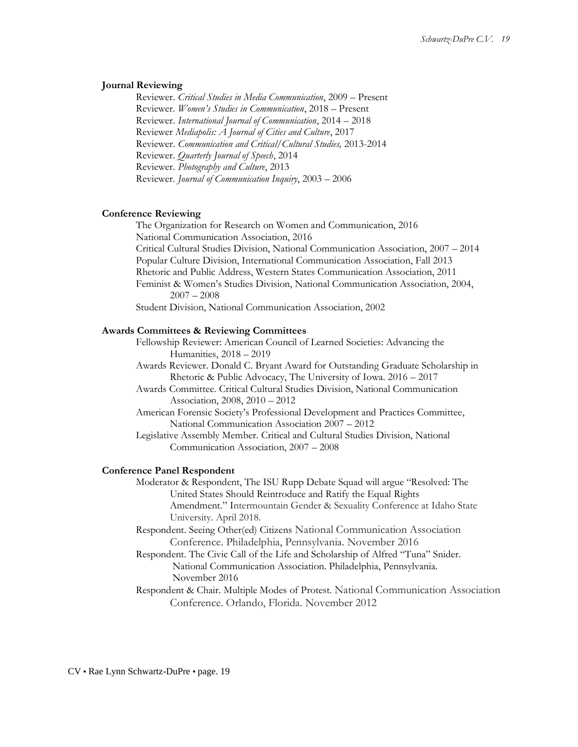**Journal Reviewing**

Reviewer. *Critical Studies in Media Communication*, 2009 – Present
Reviewer. *Women's Studies in Communication*, 2018 – Present
Reviewer. *International Journal of Communication*, 2014 – 2018
Reviewer *Mediapolis: A Journal of Cities and Culture*, 2017
Reviewer. *Communication and Critical/Cultural Studies,* 2013-2014
Reviewer. *Quarterly Journal of Speech*, 2014
Reviewer. *Photography and Culture*, 2013
Reviewer. *Journal of Communication Inquiry*, 2003 – 2006

**Conference Reviewing**

The Organization for Research on Women and Communication, 2016
National Communication Association, 2016
Critical Cultural Studies Division, National Communication Association, 2007 – 2014
Popular Culture Division, International Communication Association, Fall 2013
Rhetoric and Public Address, Western States Communication Association, 2011
Feminist & Women's Studies Division, National Communication Association, 2004, 2007 – 2008
Student Division, National Communication Association, 2002

**Awards Committees & Reviewing Committees**

Fellowship Reviewer: American Council of Learned Societies: Advancing the Humanities, 2018 – 2019
Awards Reviewer. Donald C. Bryant Award for Outstanding Graduate Scholarship in Rhetoric & Public Advocacy, The University of Iowa. 2016 – 2017
Awards Committee. Critical Cultural Studies Division, National Communication Association, 2008, 2010 – 2012
American Forensic Society's Professional Development and Practices Committee, National Communication Association 2007 – 2012
Legislative Assembly Member. Critical and Cultural Studies Division, National Communication Association, 2007 – 2008

**Conference Panel Respondent**

Moderator & Respondent, The ISU Rupp Debate Squad will argue "Resolved: The United States Should Reintroduce and Ratify the Equal Rights Amendment." Intermountain Gender & Sexuality Conference at Idaho State University. April 2018.
Respondent. Seeing Other(ed) Citizens National Communication Association Conference. Philadelphia, Pennsylvania. November 2016
Respondent. The Civic Call of the Life and Scholarship of Alfred "Tuna" Snider. National Communication Association. Philadelphia, Pennsylvania. November 2016
Respondent & Chair. Multiple Modes of Protest. National Communication Association Conference. Orlando, Florida. November 2012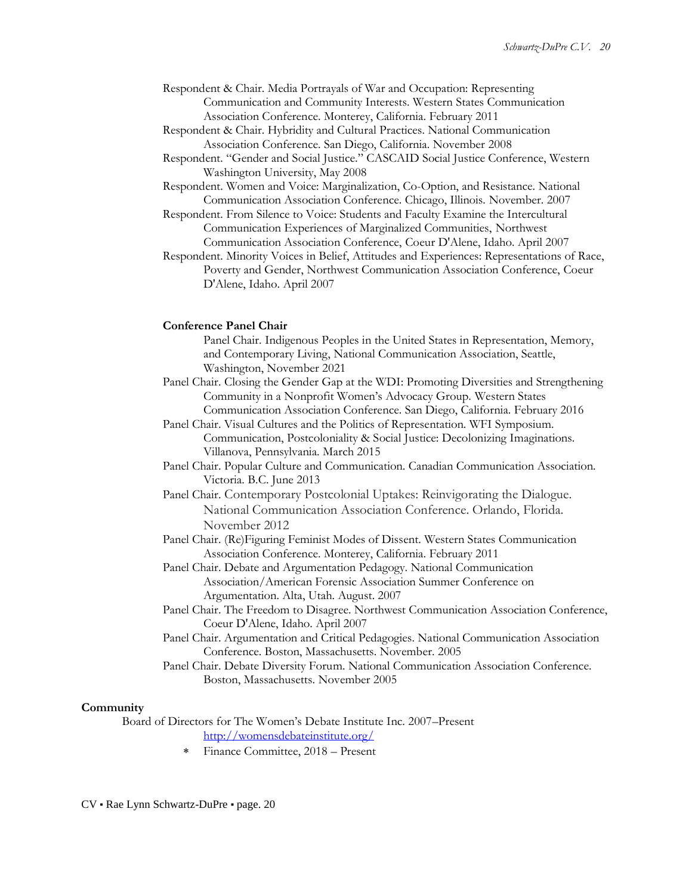Respondent & Chair. Media Portrayals of War and Occupation: Representing Communication and Community Interests. Western States Communication Association Conference. Monterey, California. February 2011

Respondent & Chair. Hybridity and Cultural Practices. National Communication Association Conference. San Diego, California. November 2008

Respondent. "Gender and Social Justice." CASCAID Social Justice Conference, Western Washington University, May 2008

Respondent. Women and Voice: Marginalization, Co-Option, and Resistance. National Communication Association Conference. Chicago, Illinois. November. 2007

Respondent. From Silence to Voice: Students and Faculty Examine the Intercultural Communication Experiences of Marginalized Communities, Northwest Communication Association Conference, Coeur D'Alene, Idaho. April 2007

Respondent. Minority Voices in Belief, Attitudes and Experiences: Representations of Race, Poverty and Gender, Northwest Communication Association Conference, Coeur D'Alene, Idaho. April 2007

**Conference Panel Chair**

Panel Chair. Indigenous Peoples in the United States in Representation, Memory, and Contemporary Living, National Communication Association, Seattle, Washington, November 2021

Panel Chair. Closing the Gender Gap at the WDI: Promoting Diversities and Strengthening Community in a Nonprofit Women's Advocacy Group. Western States Communication Association Conference. San Diego, California. February 2016

Panel Chair. Visual Cultures and the Politics of Representation. WFI Symposium. Communication, Postcoloniality & Social Justice: Decolonizing Imaginations. Villanova, Pennsylvania. March 2015

Panel Chair. Popular Culture and Communication. Canadian Communication Association. Victoria. B.C. June 2013

Panel Chair. Contemporary Postcolonial Uptakes: Reinvigorating the Dialogue. National Communication Association Conference. Orlando, Florida. November 2012

Panel Chair. (Re)Figuring Feminist Modes of Dissent. Western States Communication Association Conference. Monterey, California. February 2011

Panel Chair. Debate and Argumentation Pedagogy. National Communication Association/American Forensic Association Summer Conference on Argumentation. Alta, Utah. August. 2007

Panel Chair. The Freedom to Disagree. Northwest Communication Association Conference, Coeur D'Alene, Idaho. April 2007

Panel Chair. Argumentation and Critical Pedagogies. National Communication Association Conference. Boston, Massachusetts. November. 2005

Panel Chair. Debate Diversity Forum. National Communication Association Conference. Boston, Massachusetts. November 2005

**Community**

Board of Directors for The Women's Debate Institute Inc. 2007–Present
http://womensdebateinstitute.org/

* Finance Committee, 2018 – Present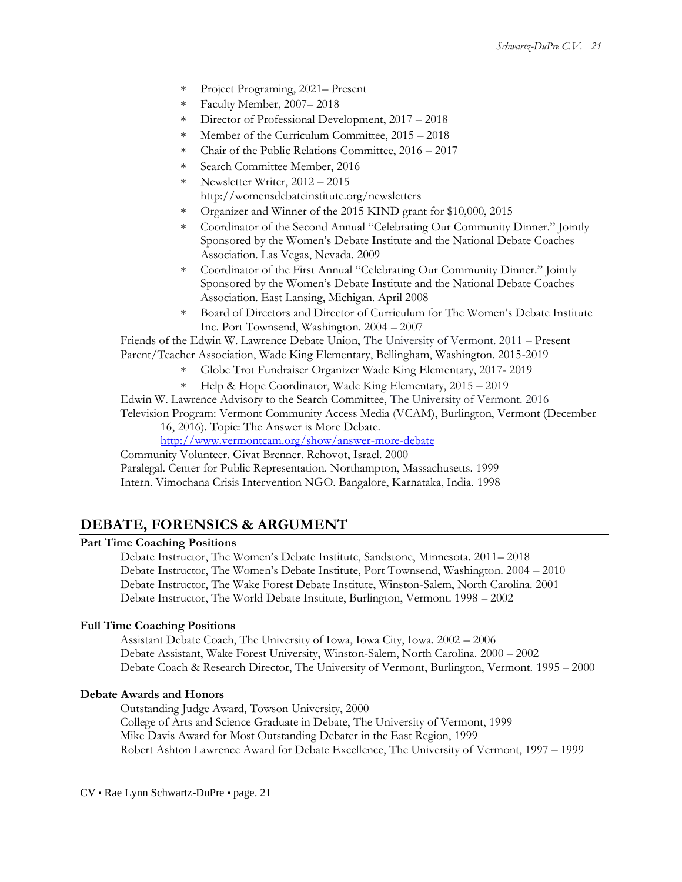- Project Programing, 2021– Present
- Faculty Member, 2007– 2018
- Director of Professional Development, 2017 – 2018
- Member of the Curriculum Committee, 2015 – 2018
- Chair of the Public Relations Committee, 2016 – 2017
- Search Committee Member, 2016
- Newsletter Writer, 2012 – 2015 http://womensdebateinstitute.org/newsletters
- Organizer and Winner of the 2015 KIND grant for $10,000, 2015
- Coordinator of the Second Annual "Celebrating Our Community Dinner." Jointly Sponsored by the Women's Debate Institute and the National Debate Coaches Association. Las Vegas, Nevada. 2009
- Coordinator of the First Annual "Celebrating Our Community Dinner." Jointly Sponsored by the Women's Debate Institute and the National Debate Coaches Association. East Lansing, Michigan. April 2008
- Board of Directors and Director of Curriculum for The Women's Debate Institute Inc. Port Townsend, Washington. 2004 – 2007

Friends of the Edwin W. Lawrence Debate Union, The University of Vermont. 2011 – Present

Parent/Teacher Association, Wade King Elementary, Bellingham, Washington. 2015-2019

- Globe Trot Fundraiser Organizer Wade King Elementary, 2017- 2019
- Help & Hope Coordinator, Wade King Elementary, 2015 – 2019

Edwin W. Lawrence Advisory to the Search Committee, The University of Vermont. 2016

Television Program: Vermont Community Access Media (VCAM), Burlington, Vermont (December 16, 2016). Topic: The Answer is More Debate. http://www.vermontcam.org/show/answer-more-debate

Community Volunteer. Givat Brenner. Rehovot, Israel. 2000

Paralegal. Center for Public Representation. Northampton, Massachusetts. 1999

Intern. Vimochana Crisis Intervention NGO. Bangalore, Karnataka, India. 1998

## DEBATE, FORENSICS & ARGUMENT

### Part Time Coaching Positions

Debate Instructor, The Women's Debate Institute, Sandstone, Minnesota. 2011– 2018

Debate Instructor, The Women's Debate Institute, Port Townsend, Washington. 2004 – 2010

Debate Instructor, The Wake Forest Debate Institute, Winston-Salem, North Carolina. 2001

Debate Instructor, The World Debate Institute, Burlington, Vermont. 1998 – 2002

### Full Time Coaching Positions

Assistant Debate Coach, The University of Iowa, Iowa City, Iowa. 2002 – 2006

Debate Assistant, Wake Forest University, Winston-Salem, North Carolina. 2000 – 2002

Debate Coach & Research Director, The University of Vermont, Burlington, Vermont. 1995 – 2000

### Debate Awards and Honors

Outstanding Judge Award, Towson University, 2000

College of Arts and Science Graduate in Debate, The University of Vermont, 1999

Mike Davis Award for Most Outstanding Debater in the East Region, 1999

Robert Ashton Lawrence Award for Debate Excellence, The University of Vermont, 1997 – 1999